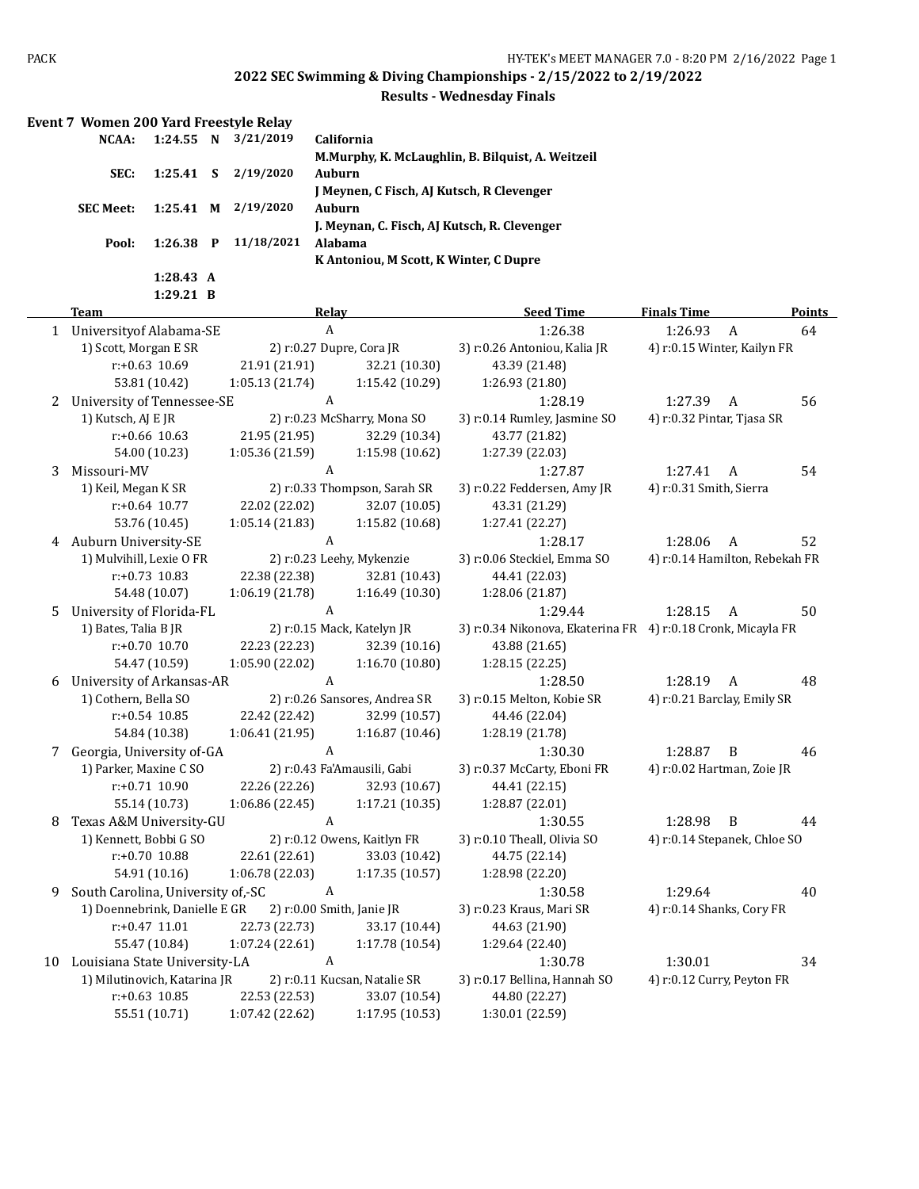## 2022 SEC Swimming & Diving Championships - 2/15/2022 to 2/19/2022

### Results - Wednesday Finals

**Event 7 Women 200 Yard Freestyle Relay**

| | | | | |
|---|---|---|---|---|
| **NCAA:** | **1:24.55** | **N** | 3/21/2019 | **California** |
| | | | | **M.Murphy, K. McLaughlin, B. Bilquist, A. Weitzeil** |
| **SEC:** | **1:25.41** | **S** | 2/19/2020 | **Auburn** |
| | | | | **J Meynen, C Fisch, AJ Kutsch, R Clevenger** |
| **SEC Meet:** | **1:25.41** | **M** | 2/19/2020 | **Auburn** |
| | | | | **J. Meynan, C. Fisch, AJ Kutsch, R. Clevenger** |
| **Pool:** | **1:26.38** | **P** | 11/18/2021 | **Alabama** |
| | | | | **K Antoniou, M Scott, K Winter, C Dupre** |
| | **1:28.43** | **A** | | |
| | **1:29.21** | **B** | | |

| | Team | Relay | Seed Time | Finals Time | Points |
|---|---|---|---|---|---|
| 1 | Universityof Alabama-SE | A | 1:26.38 | 1:26.93 A | 64 |
| | 1) Scott, Morgan E SR | 2) r:0.27 Dupre, Cora JR | 3) r:0.26 Antoniou, Kalia JR | 4) r:0.15 Winter, Kailyn FR | |
| | r:+0.63 10.69 | 21.91 (21.91) | 32.21 (10.30) | 43.39 (21.48) | |
| | 53.81 (10.42) | 1:05.13 (21.74) | 1:15.42 (10.29) | 1:26.93 (21.80) | |
| 2 | University of Tennessee-SE | A | 1:28.19 | 1:27.39 A | 56 |
| | 1) Kutsch, AJ E JR | 2) r:0.23 McSharry, Mona SO | 3) r:0.14 Rumley, Jasmine SO | 4) r:0.32 Pintar, Tjasa SR | |
| | r:+0.66 10.63 | 21.95 (21.95) | 32.29 (10.34) | 43.77 (21.82) | |
| | 54.00 (10.23) | 1:05.36 (21.59) | 1:15.98 (10.62) | 1:27.39 (22.03) | |
| 3 | Missouri-MV | A | 1:27.87 | 1:27.41 A | 54 |
| | 1) Keil, Megan K SR | 2) r:0.33 Thompson, Sarah SR | 3) r:0.22 Feddersen, Amy JR | 4) r:0.31 Smith, Sierra | |
| | r:+0.64 10.77 | 22.02 (22.02) | 32.07 (10.05) | 43.31 (21.29) | |
| | 53.76 (10.45) | 1:05.14 (21.83) | 1:15.82 (10.68) | 1:27.41 (22.27) | |
| 4 | Auburn University-SE | A | 1:28.17 | 1:28.06 A | 52 |
| | 1) Mulvihill, Lexie O FR | 2) r:0.23 Leehy, Mykenzie | 3) r:0.06 Steckiel, Emma SO | 4) r:0.14 Hamilton, Rebekah FR | |
| | r:+0.73 10.83 | 22.38 (22.38) | 32.81 (10.43) | 44.41 (22.03) | |
| | 54.48 (10.07) | 1:06.19 (21.78) | 1:16.49 (10.30) | 1:28.06 (21.87) | |
| 5 | University of Florida-FL | A | 1:29.44 | 1:28.15 A | 50 |
| | 1) Bates, Talia B JR | 2) r:0.15 Mack, Katelyn JR | 3) r:0.34 Nikonova, Ekaterina FR | 4) r:0.18 Cronk, Micayla FR | |
| | r:+0.70 10.70 | 22.23 (22.23) | 32.39 (10.16) | 43.88 (21.65) | |
| | 54.47 (10.59) | 1:05.90 (22.02) | 1:16.70 (10.80) | 1:28.15 (22.25) | |
| 6 | University of Arkansas-AR | A | 1:28.50 | 1:28.19 A | 48 |
| | 1) Cothern, Bella SO | 2) r:0.26 Sansores, Andrea SR | 3) r:0.15 Melton, Kobie SR | 4) r:0.21 Barclay, Emily SR | |
| | r:+0.54 10.85 | 22.42 (22.42) | 32.99 (10.57) | 44.46 (22.04) | |
| | 54.84 (10.38) | 1:06.41 (21.95) | 1:16.87 (10.46) | 1:28.19 (21.78) | |
| 7 | Georgia, University of-GA | A | 1:30.30 | 1:28.87 B | 46 |
| | 1) Parker, Maxine C SO | 2) r:0.43 Fa'Amausili, Gabi | 3) r:0.37 McCarty, Eboni FR | 4) r:0.02 Hartman, Zoie JR | |
| | r:+0.71 10.90 | 22.26 (22.26) | 32.93 (10.67) | 44.41 (22.15) | |
| | 55.14 (10.73) | 1:06.86 (22.45) | 1:17.21 (10.35) | 1:28.87 (22.01) | |
| 8 | Texas A&M University-GU | A | 1:30.55 | 1:28.98 B | 44 |
| | 1) Kennett, Bobbi G SO | 2) r:0.12 Owens, Kaitlyn FR | 3) r:0.10 Theall, Olivia SO | 4) r:0.14 Stepanek, Chloe SO | |
| | r:+0.70 10.88 | 22.61 (22.61) | 33.03 (10.42) | 44.75 (22.14) | |
| | 54.91 (10.16) | 1:06.78 (22.03) | 1:17.35 (10.57) | 1:28.98 (22.20) | |
| 9 | South Carolina, University of,-SC | A | 1:30.58 | 1:29.64 | 40 |
| | 1) Doennebrink, Danielle E GR | 2) r:0.00 Smith, Janie JR | 3) r:0.23 Kraus, Mari SR | 4) r:0.14 Shanks, Cory FR | |
| | r:+0.47 11.01 | 22.73 (22.73) | 33.17 (10.44) | 44.63 (21.90) | |
| | 55.47 (10.84) | 1:07.24 (22.61) | 1:17.78 (10.54) | 1:29.64 (22.40) | |
| 10 | Louisiana State University-LA | A | 1:30.78 | 1:30.01 | 34 |
| | 1) Milutinovich, Katarina JR | 2) r:0.11 Kucsan, Natalie SR | 3) r:0.17 Bellina, Hannah SO | 4) r:0.12 Curry, Peyton FR | |
| | r:+0.63 10.85 | 22.53 (22.53) | 33.07 (10.54) | 44.80 (22.27) | |
| | 55.51 (10.71) | 1:07.42 (22.62) | 1:17.95 (10.53) | 1:30.01 (22.59) | |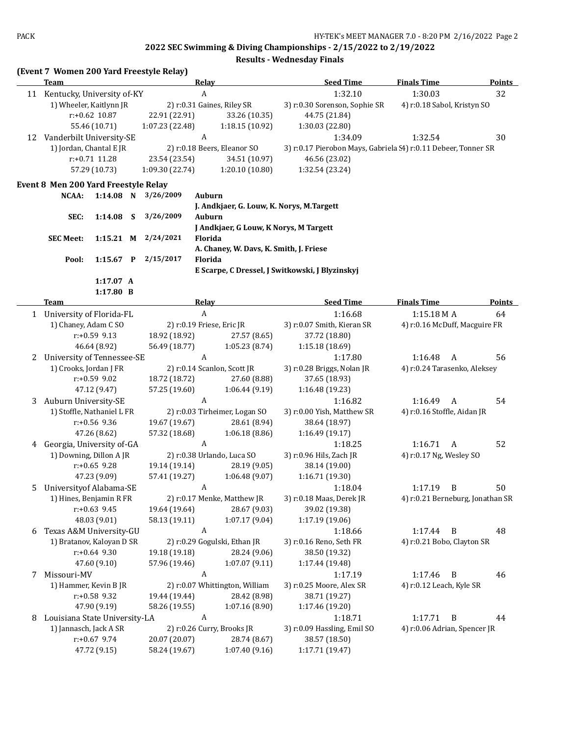## 2022 SEC Swimming & Diving Championships - 2/15/2022 to 2/19/2022

### Results - Wednesday Finals

**(Event 7 Women 200 Yard Freestyle Relay)**

| | Team | Relay | Seed Time | Finals Time | Points |
|---|---|---|---|---|---|
| 11 | Kentucky, University of-KY | A | 1:32.10 | 1:30.03 | 32 |
| | 1) Wheeler, Kaitlynn JR | 2) r:0.31 Gaines, Riley SR | 3) r:0.30 Sorenson, Sophie SR | 4) r:0.18 Sabol, Kristyn SO | |
| | r:+0.62 10.87 | 22.91 (22.91) | 33.26 (10.35) | 44.75 (21.84) | |
| | 55.46 (10.71) | 1:07.23 (22.48) | 1:18.15 (10.92) | 1:30.03 (22.80) | |
| 12 | Vanderbilt University-SE | A | 1:34.09 | 1:32.54 | 30 |
| | 1) Jordan, Chantal E JR | 2) r:0.18 Beers, Eleanor SO | 3) r:0.17 Pierobon Mays, Gabriela S | 4) r:0.11 Debeer, Tonner SR | |
| | r:+0.71 11.28 | 23.54 (23.54) | 34.51 (10.97) | 46.56 (23.02) | |
| | 57.29 (10.73) | 1:09.30 (22.74) | 1:20.10 (10.80) | 1:32.54 (23.24) | |

**Event 8 Men 200 Yard Freestyle Relay**

| | | | | |
|---|---|---|---|---|
| NCAA: | 1:14.08 | N | 3/26/2009 | Auburn |
| | | | | J. Andkjaer, G. Louw, K. Norys, M.Targett |
| SEC: | 1:14.08 | S | 3/26/2009 | Auburn |
| | | | | J Andkjaer, G Louw, K Norys, M Targett |
| SEC Meet: | 1:15.21 | M | 2/24/2021 | Florida |
| | | | | A. Chaney, W. Davs, K. Smith, J. Friese |
| Pool: | 1:15.67 | P | 2/15/2017 | Florida |
| | | | | E Scarpe, C Dressel, J Switkowski, J Blyzinskyj |
| | 1:17.07 | A | | |
| | 1:17.80 | B | | |

| | Team | Relay | Seed Time | Finals Time | Points |
|---|---|---|---|---|---|
| 1 | University of Florida-FL | A | 1:16.68 | 1:15.18 M A | 64 |
| | 1) Chaney, Adam C SO | 2) r:0.19 Friese, Eric JR | 3) r:0.07 Smith, Kieran SR | 4) r:0.16 McDuff, Macguire FR | |
| | r:+0.59 9.13 | 18.92 (18.92) | 27.57 (8.65) | 37.72 (18.80) | |
| | 46.64 (8.92) | 56.49 (18.77) | 1:05.23 (8.74) | 1:15.18 (18.69) | |
| 2 | University of Tennessee-SE | A | 1:17.80 | 1:16.48 A | 56 |
| | 1) Crooks, Jordan J FR | 2) r:0.14 Scanlon, Scott JR | 3) r:0.28 Briggs, Nolan JR | 4) r:0.24 Tarasenko, Aleksey | |
| | r:+0.59 9.02 | 18.72 (18.72) | 27.60 (8.88) | 37.65 (18.93) | |
| | 47.12 (9.47) | 57.25 (19.60) | 1:06.44 (9.19) | 1:16.48 (19.23) | |
| 3 | Auburn University-SE | A | 1:16.82 | 1:16.49 A | 54 |
| | 1) Stoffle, Nathaniel L FR | 2) r:0.03 Tirheimer, Logan SO | 3) r:0.00 Yish, Matthew SR | 4) r:0.16 Stoffle, Aidan JR | |
| | r:+0.56 9.36 | 19.67 (19.67) | 28.61 (8.94) | 38.64 (18.97) | |
| | 47.26 (8.62) | 57.32 (18.68) | 1:06.18 (8.86) | 1:16.49 (19.17) | |
| 4 | Georgia, University of-GA | A | 1:18.25 | 1:16.71 A | 52 |
| | 1) Downing, Dillon A JR | 2) r:0.38 Urlando, Luca SO | 3) r:0.96 Hils, Zach JR | 4) r:0.17 Ng, Wesley SO | |
| | r:+0.65 9.28 | 19.14 (19.14) | 28.19 (9.05) | 38.14 (19.00) | |
| | 47.23 (9.09) | 57.41 (19.27) | 1:06.48 (9.07) | 1:16.71 (19.30) | |
| 5 | Universityof Alabama-SE | A | 1:18.04 | 1:17.19 B | 50 |
| | 1) Hines, Benjamin R FR | 2) r:0.17 Menke, Matthew JR | 3) r:0.18 Maas, Derek JR | 4) r:0.21 Berneburg, Jonathan SR | |
| | r:+0.63 9.45 | 19.64 (19.64) | 28.67 (9.03) | 39.02 (19.38) | |
| | 48.03 (9.01) | 58.13 (19.11) | 1:07.17 (9.04) | 1:17.19 (19.06) | |
| 6 | Texas A&M University-GU | A | 1:18.66 | 1:17.44 B | 48 |
| | 1) Bratanov, Kaloyan D SR | 2) r:0.29 Gogulski, Ethan JR | 3) r:0.16 Reno, Seth FR | 4) r:0.21 Bobo, Clayton SR | |
| | r:+0.64 9.30 | 19.18 (19.18) | 28.24 (9.06) | 38.50 (19.32) | |
| | 47.60 (9.10) | 57.96 (19.46) | 1:07.07 (9.11) | 1:17.44 (19.48) | |
| 7 | Missouri-MV | A | 1:17.19 | 1:17.46 B | 46 |
| | 1) Hammer, Kevin B JR | 2) r:0.07 Whittington, William | 3) r:0.25 Moore, Alex SR | 4) r:0.12 Leach, Kyle SR | |
| | r:+0.58 9.32 | 19.44 (19.44) | 28.42 (8.98) | 38.71 (19.27) | |
| | 47.90 (9.19) | 58.26 (19.55) | 1:07.16 (8.90) | 1:17.46 (19.20) | |
| 8 | Louisiana State University-LA | A | 1:18.71 | 1:17.71 B | 44 |
| | 1) Jannasch, Jack A SR | 2) r:0.26 Curry, Brooks JR | 3) r:0.09 Hassling, Emil SO | 4) r:0.06 Adrian, Spencer JR | |
| | r:+0.67 9.74 | 20.07 (20.07) | 28.74 (8.67) | 38.57 (18.50) | |
| | 47.72 (9.15) | 58.24 (19.67) | 1:07.40 (9.16) | 1:17.71 (19.47) | |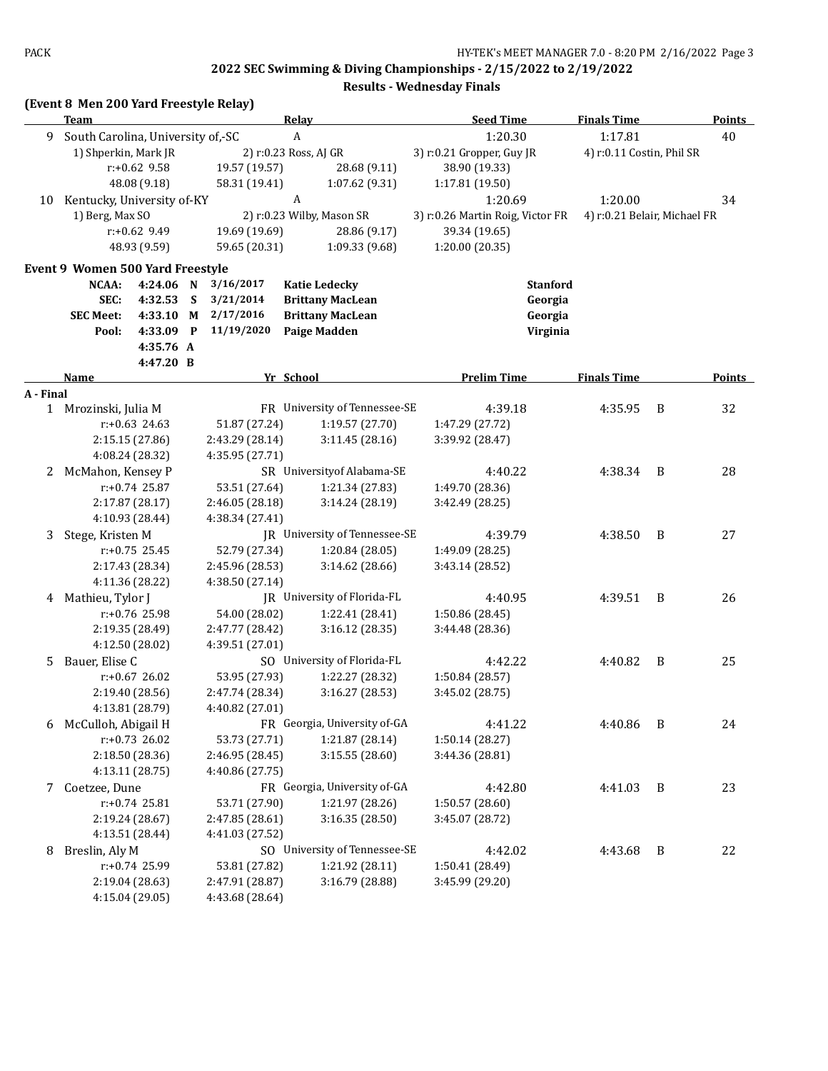## 2022 SEC Swimming & Diving Championships - 2/15/2022 to 2/19/2022

### Results - Wednesday Finals

### (Event 8 Men 200 Yard Freestyle Relay)

| | Team | Relay | Seed Time | Finals Time | Points |
|---|---|---|---|---|---|
| 9 | South Carolina, University of,-SC | A | 1:20.30 | 1:17.81 | 40 |
| | 1) Shperkin, Mark JR | 2) r:0.23 Ross, AJ GR | 3) r:0.21 Gropper, Guy JR | 4) r:0.11 Costin, Phil SR | |
| | r:+0.62 9.58 | 19.57 (19.57) | 28.68 (9.11) | 38.90 (19.33) | |
| | 48.08 (9.18) | 58.31 (19.41) | 1:07.62 (9.31) | 1:17.81 (19.50) | |
| 10 | Kentucky, University of-KY | A | 1:20.69 | 1:20.00 | 34 |
| | 1) Berg, Max SO | 2) r:0.23 Wilby, Mason SR | 3) r:0.26 Martin Roig, Victor FR | 4) r:0.21 Belair, Michael FR | |
| | r:+0.62 9.49 | 19.69 (19.69) | 28.86 (9.17) | 39.34 (19.65) | |
| | 48.93 (9.59) | 59.65 (20.31) | 1:09.33 (9.68) | 1:20.00 (20.35) | |

### Event 9 Women 500 Yard Freestyle

| | | | | | |
|---|---|---|---|---|---|
| NCAA: | 4:24.06 | N | 3/16/2017 | Katie Ledecky | Stanford |
| SEC: | 4:32.53 | S | 3/21/2014 | Brittany MacLean | Georgia |
| SEC Meet: | 4:33.10 | M | 2/17/2016 | Brittany MacLean | Georgia |
| Pool: | 4:33.09 | P | 11/19/2020 | Paige Madden | Virginia |
| | 4:35.76 | A | | | |
| | 4:47.20 | B | | | |

| | Name | Yr | School | Prelim Time | Finals Time | | Points |
|---|---|---|---|---|---|---|---|
| **A - Final** | | | | | | | |
| 1 | Mrozinski, Julia M | FR | University of Tennessee-SE | 4:39.18 | 4:35.95 | B | 32 |
| | r:+0.63 24.63 | 51.87 (27.24) | 1:19.57 (27.70) | 1:47.29 (27.72) | | | |
| | 2:15.15 (27.86) | 2:43.29 (28.14) | 3:11.45 (28.16) | 3:39.92 (28.47) | | | |
| | 4:08.24 (28.32) | 4:35.95 (27.71) | | | | | |
| 2 | McMahon, Kensey P | SR | Universityof Alabama-SE | 4:40.22 | 4:38.34 | B | 28 |
| | r:+0.74 25.87 | 53.51 (27.64) | 1:21.34 (27.83) | 1:49.70 (28.36) | | | |
| | 2:17.87 (28.17) | 2:46.05 (28.18) | 3:14.24 (28.19) | 3:42.49 (28.25) | | | |
| | 4:10.93 (28.44) | 4:38.34 (27.41) | | | | | |
| 3 | Stege, Kristen M | JR | University of Tennessee-SE | 4:39.79 | 4:38.50 | B | 27 |
| | r:+0.75 25.45 | 52.79 (27.34) | 1:20.84 (28.05) | 1:49.09 (28.25) | | | |
| | 2:17.43 (28.34) | 2:45.96 (28.53) | 3:14.62 (28.66) | 3:43.14 (28.52) | | | |
| | 4:11.36 (28.22) | 4:38.50 (27.14) | | | | | |
| 4 | Mathieu, Tylor J | JR | University of Florida-FL | 4:40.95 | 4:39.51 | B | 26 |
| | r:+0.76 25.98 | 54.00 (28.02) | 1:22.41 (28.41) | 1:50.86 (28.45) | | | |
| | 2:19.35 (28.49) | 2:47.77 (28.42) | 3:16.12 (28.35) | 3:44.48 (28.36) | | | |
| | 4:12.50 (28.02) | 4:39.51 (27.01) | | | | | |
| 5 | Bauer, Elise C | SO | University of Florida-FL | 4:42.22 | 4:40.82 | B | 25 |
| | r:+0.67 26.02 | 53.95 (27.93) | 1:22.27 (28.32) | 1:50.84 (28.57) | | | |
| | 2:19.40 (28.56) | 2:47.74 (28.34) | 3:16.27 (28.53) | 3:45.02 (28.75) | | | |
| | 4:13.81 (28.79) | 4:40.82 (27.01) | | | | | |
| 6 | McCulloh, Abigail H | FR | Georgia, University of-GA | 4:41.22 | 4:40.86 | B | 24 |
| | r:+0.73 26.02 | 53.73 (27.71) | 1:21.87 (28.14) | 1:50.14 (28.27) | | | |
| | 2:18.50 (28.36) | 2:46.95 (28.45) | 3:15.55 (28.60) | 3:44.36 (28.81) | | | |
| | 4:13.11 (28.75) | 4:40.86 (27.75) | | | | | |
| 7 | Coetzee, Dune | FR | Georgia, University of-GA | 4:42.80 | 4:41.03 | B | 23 |
| | r:+0.74 25.81 | 53.71 (27.90) | 1:21.97 (28.26) | 1:50.57 (28.60) | | | |
| | 2:19.24 (28.67) | 2:47.85 (28.61) | 3:16.35 (28.50) | 3:45.07 (28.72) | | | |
| | 4:13.51 (28.44) | 4:41.03 (27.52) | | | | | |
| 8 | Breslin, Aly M | SO | University of Tennessee-SE | 4:42.02 | 4:43.68 | B | 22 |
| | r:+0.74 25.99 | 53.81 (27.82) | 1:21.92 (28.11) | 1:50.41 (28.49) | | | |
| | 2:19.04 (28.63) | 2:47.91 (28.87) | 3:16.79 (28.88) | 3:45.99 (29.20) | | | |
| | 4:15.04 (29.05) | 4:43.68 (28.64) | | | | | |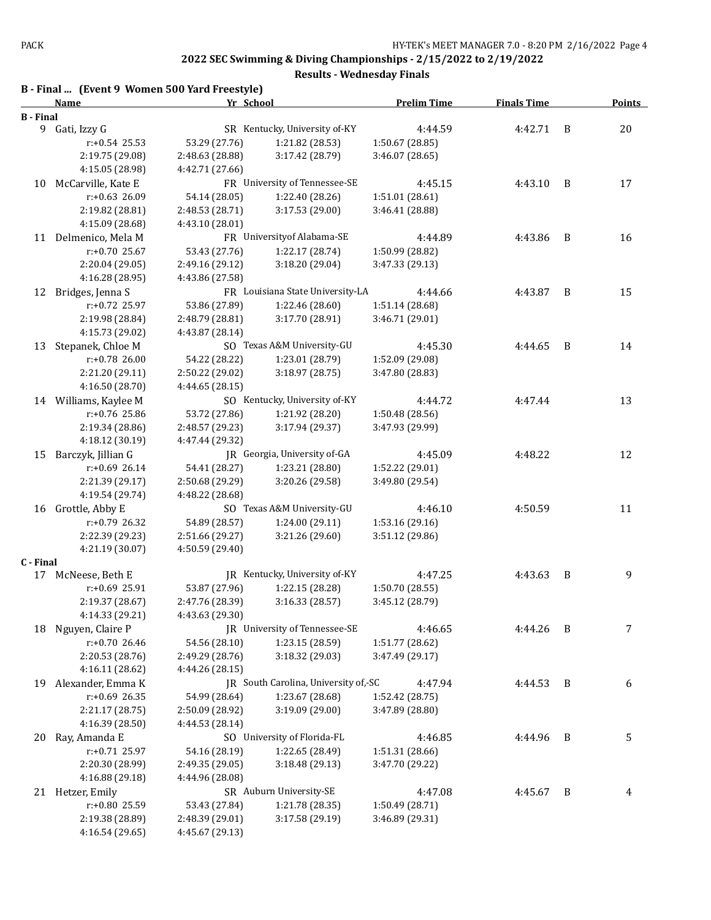## 2022 SEC Swimming & Diving Championships - 2/15/2022 to 2/19/2022

### Results - Wednesday Finals

**B - Final ... (Event 9 Women 500 Yard Freestyle)**

| | Name | Yr | School | Prelim Time | Finals Time | | Points |
|---|---|---|---|---|---|---|---|
| **B - Final** | | | | | | | |
| 9 | Gati, Izzy G | SR | Kentucky, University of-KY | 4:44.59 | 4:42.71 | B | 20 |
| | r:+0.54 25.53 | 53.29 (27.76) | 1:21.82 (28.53) | 1:50.67 (28.85) | | | |
| | 2:19.75 (29.08) | 2:48.63 (28.88) | 3:17.42 (28.79) | 3:46.07 (28.65) | | | |
| | 4:15.05 (28.98) | 4:42.71 (27.66) | | | | | |
| 10 | McCarville, Kate E | FR | University of Tennessee-SE | 4:45.15 | 4:43.10 | B | 17 |
| | r:+0.63 26.09 | 54.14 (28.05) | 1:22.40 (28.26) | 1:51.01 (28.61) | | | |
| | 2:19.82 (28.81) | 2:48.53 (28.71) | 3:17.53 (29.00) | 3:46.41 (28.88) | | | |
| | 4:15.09 (28.68) | 4:43.10 (28.01) | | | | | |
| 11 | Delmenico, Mela M | FR | Universityof Alabama-SE | 4:44.89 | 4:43.86 | B | 16 |
| | r:+0.70 25.67 | 53.43 (27.76) | 1:22.17 (28.74) | 1:50.99 (28.82) | | | |
| | 2:20.04 (29.05) | 2:49.16 (29.12) | 3:18.20 (29.04) | 3:47.33 (29.13) | | | |
| | 4:16.28 (28.95) | 4:43.86 (27.58) | | | | | |
| 12 | Bridges, Jenna S | FR | Louisiana State University-LA | 4:44.66 | 4:43.87 | B | 15 |
| | r:+0.72 25.97 | 53.86 (27.89) | 1:22.46 (28.60) | 1:51.14 (28.68) | | | |
| | 2:19.98 (28.84) | 2:48.79 (28.81) | 3:17.70 (28.91) | 3:46.71 (29.01) | | | |
| | 4:15.73 (29.02) | 4:43.87 (28.14) | | | | | |
| 13 | Stepanek, Chloe M | SO | Texas A&M University-GU | 4:45.30 | 4:44.65 | B | 14 |
| | r:+0.78 26.00 | 54.22 (28.22) | 1:23.01 (28.79) | 1:52.09 (29.08) | | | |
| | 2:21.20 (29.11) | 2:50.22 (29.02) | 3:18.97 (28.75) | 3:47.80 (28.83) | | | |
| | 4:16.50 (28.70) | 4:44.65 (28.15) | | | | | |
| 14 | Williams, Kaylee M | SO | Kentucky, University of-KY | 4:44.72 | 4:47.44 | | 13 |
| | r:+0.76 25.86 | 53.72 (27.86) | 1:21.92 (28.20) | 1:50.48 (28.56) | | | |
| | 2:19.34 (28.86) | 2:48.57 (29.23) | 3:17.94 (29.37) | 3:47.93 (29.99) | | | |
| | 4:18.12 (30.19) | 4:47.44 (29.32) | | | | | |
| 15 | Barczyk, Jillian G | JR | Georgia, University of-GA | 4:45.09 | 4:48.22 | | 12 |
| | r:+0.69 26.14 | 54.41 (28.27) | 1:23.21 (28.80) | 1:52.22 (29.01) | | | |
| | 2:21.39 (29.17) | 2:50.68 (29.29) | 3:20.26 (29.58) | 3:49.80 (29.54) | | | |
| | 4:19.54 (29.74) | 4:48.22 (28.68) | | | | | |
| 16 | Grottle, Abby E | SO | Texas A&M University-GU | 4:46.10 | 4:50.59 | | 11 |
| | r:+0.79 26.32 | 54.89 (28.57) | 1:24.00 (29.11) | 1:53.16 (29.16) | | | |
| | 2:22.39 (29.23) | 2:51.66 (29.27) | 3:21.26 (29.60) | 3:51.12 (29.86) | | | |
| | 4:21.19 (30.07) | 4:50.59 (29.40) | | | | | |
| **C - Final** | | | | | | | |
| 17 | McNeese, Beth E | JR | Kentucky, University of-KY | 4:47.25 | 4:43.63 | B | 9 |
| | r:+0.69 25.91 | 53.87 (27.96) | 1:22.15 (28.28) | 1:50.70 (28.55) | | | |
| | 2:19.37 (28.67) | 2:47.76 (28.39) | 3:16.33 (28.57) | 3:45.12 (28.79) | | | |
| | 4:14.33 (29.21) | 4:43.63 (29.30) | | | | | |
| 18 | Nguyen, Claire P | JR | University of Tennessee-SE | 4:46.65 | 4:44.26 | B | 7 |
| | r:+0.70 26.46 | 54.56 (28.10) | 1:23.15 (28.59) | 1:51.77 (28.62) | | | |
| | 2:20.53 (28.76) | 2:49.29 (28.76) | 3:18.32 (29.03) | 3:47.49 (29.17) | | | |
| | 4:16.11 (28.62) | 4:44.26 (28.15) | | | | | |
| 19 | Alexander, Emma K | JR | South Carolina, University of,-SC | 4:47.94 | 4:44.53 | B | 6 |
| | r:+0.69 26.35 | 54.99 (28.64) | 1:23.67 (28.68) | 1:52.42 (28.75) | | | |
| | 2:21.17 (28.75) | 2:50.09 (28.92) | 3:19.09 (29.00) | 3:47.89 (28.80) | | | |
| | 4:16.39 (28.50) | 4:44.53 (28.14) | | | | | |
| 20 | Ray, Amanda E | SO | University of Florida-FL | 4:46.85 | 4:44.96 | B | 5 |
| | r:+0.71 25.97 | 54.16 (28.19) | 1:22.65 (28.49) | 1:51.31 (28.66) | | | |
| | 2:20.30 (28.99) | 2:49.35 (29.05) | 3:18.48 (29.13) | 3:47.70 (29.22) | | | |
| | 4:16.88 (29.18) | 4:44.96 (28.08) | | | | | |
| 21 | Hetzer, Emily | SR | Auburn University-SE | 4:47.08 | 4:45.67 | B | 4 |
| | r:+0.80 25.59 | 53.43 (27.84) | 1:21.78 (28.35) | 1:50.49 (28.71) | | | |
| | 2:19.38 (28.89) | 2:48.39 (29.01) | 3:17.58 (29.19) | 3:46.89 (29.31) | | | |
| | 4:16.54 (29.65) | 4:45.67 (29.13) | | | | | |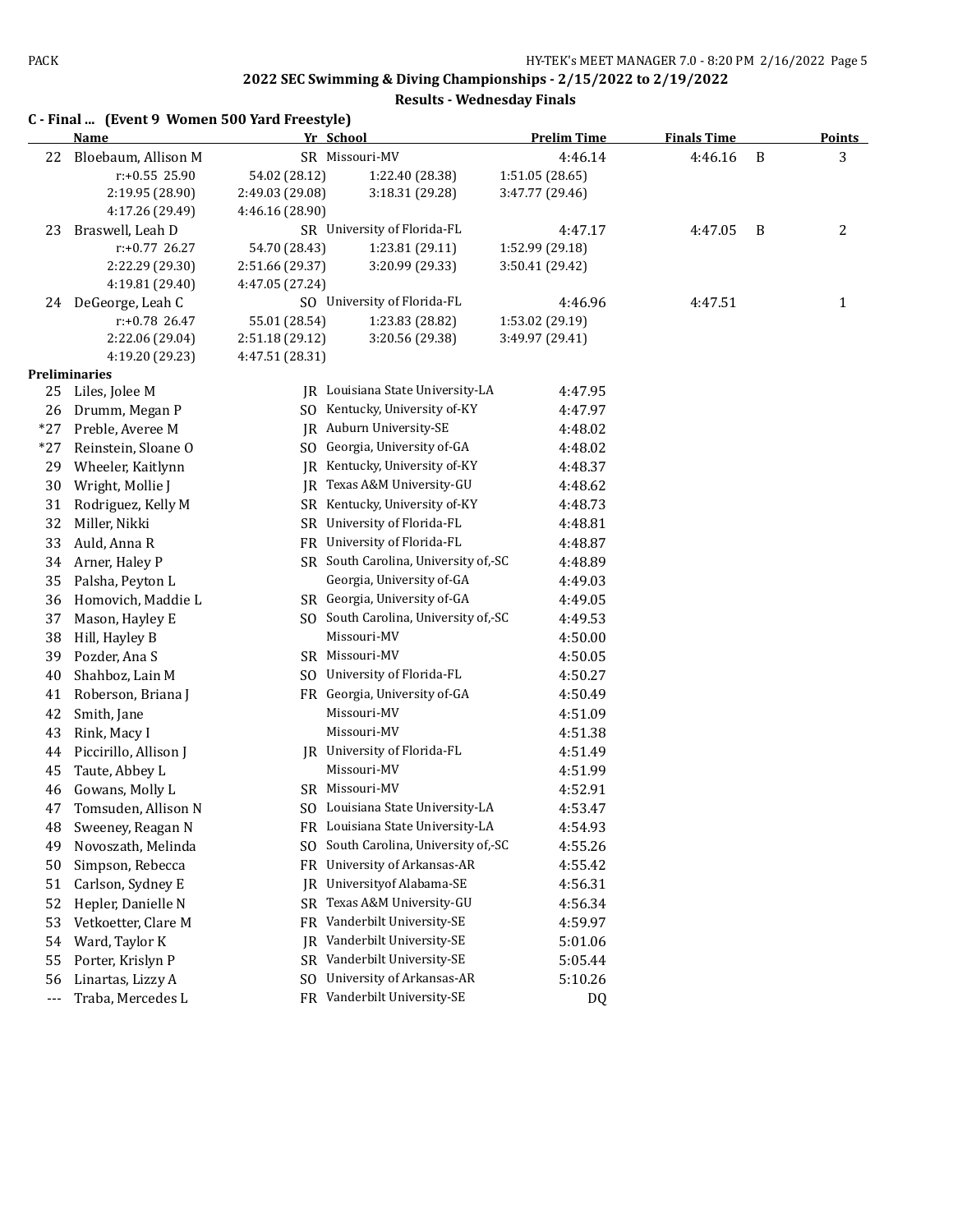## 2022 SEC Swimming & Diving Championships - 2/15/2022 to 2/19/2022

### Results - Wednesday Finals

### C - Final ... (Event 9 Women 500 Yard Freestyle)

| | Name | Yr | School | Prelim Time | Finals Time | | Points |
|---|---|---|---|---|---|---|---|
| 22 | Bloebaum, Allison M | SR | Missouri-MV | 4:46.14 | 4:46.16 | B | 3 |
| | r:+0.55 25.90 | 54.02 (28.12) | 1:22.40 (28.38) | 1:51.05 (28.65) | | | |
| | 2:19.95 (28.90) | 2:49.03 (29.08) | 3:18.31 (29.28) | 3:47.77 (29.46) | | | |
| | 4:17.26 (29.49) | 4:46.16 (28.90) | | | | | |
| 23 | Braswell, Leah D | SR | University of Florida-FL | 4:47.17 | 4:47.05 | B | 2 |
| | r:+0.77 26.27 | 54.70 (28.43) | 1:23.81 (29.11) | 1:52.99 (29.18) | | | |
| | 2:22.29 (29.30) | 2:51.66 (29.37) | 3:20.99 (29.33) | 3:50.41 (29.42) | | | |
| | 4:19.81 (29.40) | 4:47.05 (27.24) | | | | | |
| 24 | DeGeorge, Leah C | SO | University of Florida-FL | 4:46.96 | 4:47.51 | | 1 |
| | r:+0.78 26.47 | 55.01 (28.54) | 1:23.83 (28.82) | 1:53.02 (29.19) | | | |
| | 2:22.06 (29.04) | 2:51.18 (29.12) | 3:20.56 (29.38) | 3:49.97 (29.41) | | | |
| | 4:19.20 (29.23) | 4:47.51 (28.31) | | | | | |

**Preliminaries**

| | Name | Yr | School | Prelim Time |
|---|---|---|---|---|
| 25 | Liles, Jolee M | JR | Louisiana State University-LA | 4:47.95 |
| 26 | Drumm, Megan P | SO | Kentucky, University of-KY | 4:47.97 |
| *27 | Preble, Averee M | JR | Auburn University-SE | 4:48.02 |
| *27 | Reinstein, Sloane O | SO | Georgia, University of-GA | 4:48.02 |
| 29 | Wheeler, Kaitlynn | JR | Kentucky, University of-KY | 4:48.37 |
| 30 | Wright, Mollie J | JR | Texas A&M University-GU | 4:48.62 |
| 31 | Rodriguez, Kelly M | SR | Kentucky, University of-KY | 4:48.73 |
| 32 | Miller, Nikki | SR | University of Florida-FL | 4:48.81 |
| 33 | Auld, Anna R | FR | University of Florida-FL | 4:48.87 |
| 34 | Arner, Haley P | SR | South Carolina, University of,-SC | 4:48.89 |
| 35 | Palsha, Peyton L | | Georgia, University of-GA | 4:49.03 |
| 36 | Homovich, Maddie L | SR | Georgia, University of-GA | 4:49.05 |
| 37 | Mason, Hayley E | SO | South Carolina, University of,-SC | 4:49.53 |
| 38 | Hill, Hayley B | | Missouri-MV | 4:50.00 |
| 39 | Pozder, Ana S | SR | Missouri-MV | 4:50.05 |
| 40 | Shahboz, Lain M | SO | University of Florida-FL | 4:50.27 |
| 41 | Roberson, Briana J | FR | Georgia, University of-GA | 4:50.49 |
| 42 | Smith, Jane | | Missouri-MV | 4:51.09 |
| 43 | Rink, Macy I | | Missouri-MV | 4:51.38 |
| 44 | Piccirillo, Allison J | JR | University of Florida-FL | 4:51.49 |
| 45 | Taute, Abbey L | | Missouri-MV | 4:51.99 |
| 46 | Gowans, Molly L | SR | Missouri-MV | 4:52.91 |
| 47 | Tomsuden, Allison N | SO | Louisiana State University-LA | 4:53.47 |
| 48 | Sweeney, Reagan N | FR | Louisiana State University-LA | 4:54.93 |
| 49 | Novoszath, Melinda | SO | South Carolina, University of,-SC | 4:55.26 |
| 50 | Simpson, Rebecca | FR | University of Arkansas-AR | 4:55.42 |
| 51 | Carlson, Sydney E | JR | Universityof Alabama-SE | 4:56.31 |
| 52 | Hepler, Danielle N | SR | Texas A&M University-GU | 4:56.34 |
| 53 | Vetkoetter, Clare M | FR | Vanderbilt University-SE | 4:59.97 |
| 54 | Ward, Taylor K | JR | Vanderbilt University-SE | 5:01.06 |
| 55 | Porter, Krislyn P | SR | Vanderbilt University-SE | 5:05.44 |
| 56 | Linartas, Lizzy A | SO | University of Arkansas-AR | 5:10.26 |
| --- | Traba, Mercedes L | FR | Vanderbilt University-SE | DQ |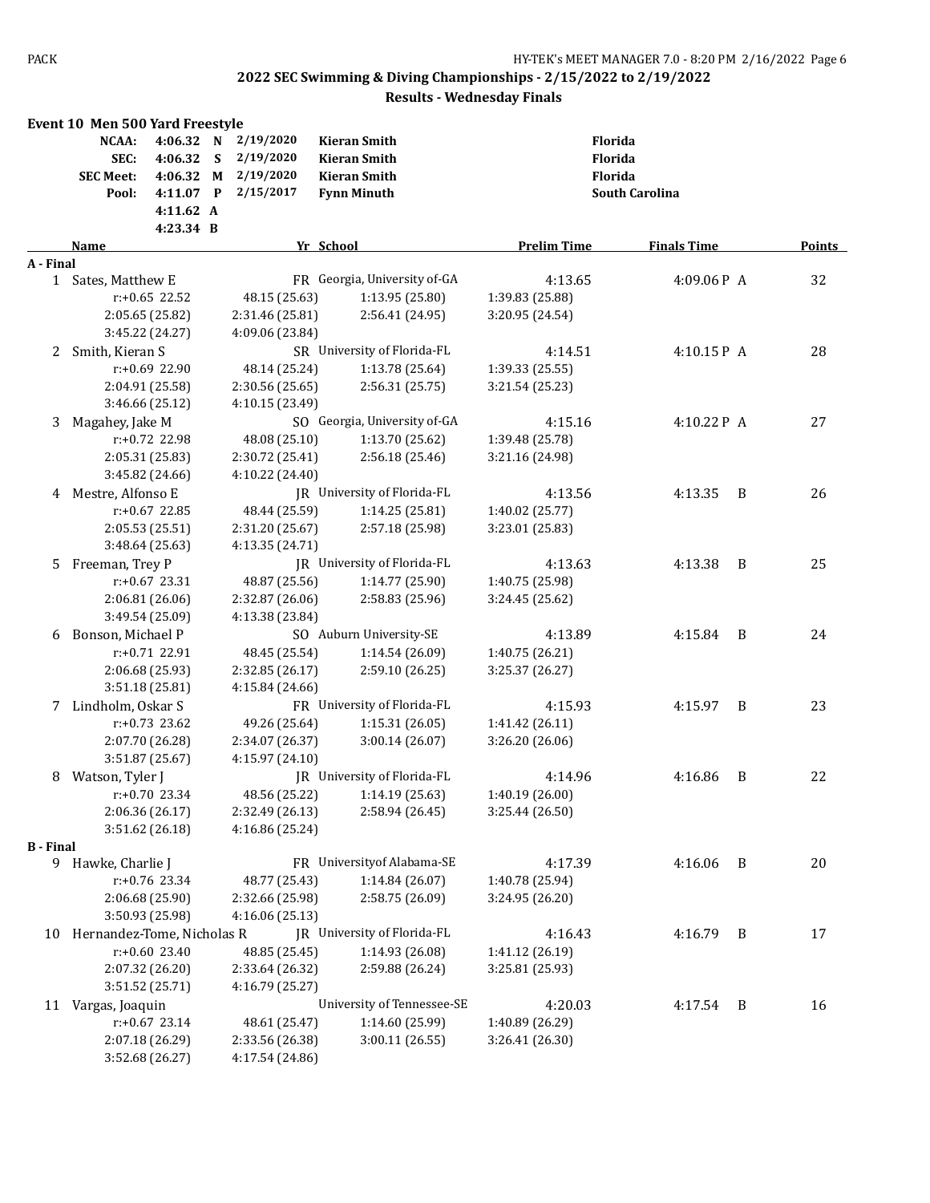# 2022 SEC Swimming & Diving Championships - 2/15/2022 to 2/19/2022

## Results - Wednesday Finals

### Event 10 Men 500 Yard Freestyle

| | | | | | |
|---|---|---|---|---|---|
| NCAA: | 4:06.32 | N | 2/19/2020 | Kieran Smith | Florida |
| SEC: | 4:06.32 | S | 2/19/2020 | Kieran Smith | Florida |
| SEC Meet: | 4:06.32 | M | 2/19/2020 | Kieran Smith | Florida |
| Pool: | 4:11.07 | P | 2/15/2017 | Fynn Minuth | South Carolina |
| | 4:11.62 | A | | | |
| | 4:23.34 | B | | | |

| | Name | Yr | School | Prelim Time | Finals Time | Points |
|---|---|---|---|---|---|---|
| **A - Final** | | | | | | |
| 1 | Sates, Matthew E | FR | Georgia, University of-GA | 4:13.65 | 4:09.06P A | 32 |
| | r:+0.65 22.52 | 48.15 (25.63) | 1:13.95 (25.80) | 1:39.83 (25.88) | | |
| | 2:05.65 (25.82) | 2:31.46 (25.81) | 2:56.41 (24.95) | 3:20.95 (24.54) | | |
| | 3:45.22 (24.27) | 4:09.06 (23.84) | | | | |
| 2 | Smith, Kieran S | SR | University of Florida-FL | 4:14.51 | 4:10.15P A | 28 |
| | r:+0.69 22.90 | 48.14 (25.24) | 1:13.78 (25.64) | 1:39.33 (25.55) | | |
| | 2:04.91 (25.58) | 2:30.56 (25.65) | 2:56.31 (25.75) | 3:21.54 (25.23) | | |
| | 3:46.66 (25.12) | 4:10.15 (23.49) | | | | |
| 3 | Magahey, Jake M | SO | Georgia, University of-GA | 4:15.16 | 4:10.22P A | 27 |
| | r:+0.72 22.98 | 48.08 (25.10) | 1:13.70 (25.62) | 1:39.48 (25.78) | | |
| | 2:05.31 (25.83) | 2:30.72 (25.41) | 2:56.18 (25.46) | 3:21.16 (24.98) | | |
| | 3:45.82 (24.66) | 4:10.22 (24.40) | | | | |
| 4 | Mestre, Alfonso E | JR | University of Florida-FL | 4:13.56 | 4:13.35 B | 26 |
| | r:+0.67 22.85 | 48.44 (25.59) | 1:14.25 (25.81) | 1:40.02 (25.77) | | |
| | 2:05.53 (25.51) | 2:31.20 (25.67) | 2:57.18 (25.98) | 3:23.01 (25.83) | | |
| | 3:48.64 (25.63) | 4:13.35 (24.71) | | | | |
| 5 | Freeman, Trey P | JR | University of Florida-FL | 4:13.63 | 4:13.38 B | 25 |
| | r:+0.67 23.31 | 48.87 (25.56) | 1:14.77 (25.90) | 1:40.75 (25.98) | | |
| | 2:06.81 (26.06) | 2:32.87 (26.06) | 2:58.83 (25.96) | 3:24.45 (25.62) | | |
| | 3:49.54 (25.09) | 4:13.38 (23.84) | | | | |
| 6 | Bonson, Michael P | SO | Auburn University-SE | 4:13.89 | 4:15.84 B | 24 |
| | r:+0.71 22.91 | 48.45 (25.54) | 1:14.54 (26.09) | 1:40.75 (26.21) | | |
| | 2:06.68 (25.93) | 2:32.85 (26.17) | 2:59.10 (26.25) | 3:25.37 (26.27) | | |
| | 3:51.18 (25.81) | 4:15.84 (24.66) | | | | |
| 7 | Lindholm, Oskar S | FR | University of Florida-FL | 4:15.93 | 4:15.97 B | 23 |
| | r:+0.73 23.62 | 49.26 (25.64) | 1:15.31 (26.05) | 1:41.42 (26.11) | | |
| | 2:07.70 (26.28) | 2:34.07 (26.37) | 3:00.14 (26.07) | 3:26.20 (26.06) | | |
| | 3:51.87 (25.67) | 4:15.97 (24.10) | | | | |
| 8 | Watson, Tyler J | JR | University of Florida-FL | 4:14.96 | 4:16.86 B | 22 |
| | r:+0.70 23.34 | 48.56 (25.22) | 1:14.19 (25.63) | 1:40.19 (26.00) | | |
| | 2:06.36 (26.17) | 2:32.49 (26.13) | 2:58.94 (26.45) | 3:25.44 (26.50) | | |
| | 3:51.62 (26.18) | 4:16.86 (25.24) | | | | |
| **B - Final** | | | | | | |
| 9 | Hawke, Charlie J | FR | Universityof Alabama-SE | 4:17.39 | 4:16.06 B | 20 |
| | r:+0.76 23.34 | 48.77 (25.43) | 1:14.84 (26.07) | 1:40.78 (25.94) | | |
| | 2:06.68 (25.90) | 2:32.66 (25.98) | 2:58.75 (26.09) | 3:24.95 (26.20) | | |
| | 3:50.93 (25.98) | 4:16.06 (25.13) | | | | |
| 10 | Hernandez-Tome, Nicholas R | JR | University of Florida-FL | 4:16.43 | 4:16.79 B | 17 |
| | r:+0.60 23.40 | 48.85 (25.45) | 1:14.93 (26.08) | 1:41.12 (26.19) | | |
| | 2:07.32 (26.20) | 2:33.64 (26.32) | 2:59.88 (26.24) | 3:25.81 (25.93) | | |
| | 3:51.52 (25.71) | 4:16.79 (25.27) | | | | |
| 11 | Vargas, Joaquin | | University of Tennessee-SE | 4:20.03 | 4:17.54 B | 16 |
| | r:+0.67 23.14 | 48.61 (25.47) | 1:14.60 (25.99) | 1:40.89 (26.29) | | |
| | 2:07.18 (26.29) | 2:33.56 (26.38) | 3:00.11 (26.55) | 3:26.41 (26.30) | | |
| | 3:52.68 (26.27) | 4:17.54 (24.86) | | | | |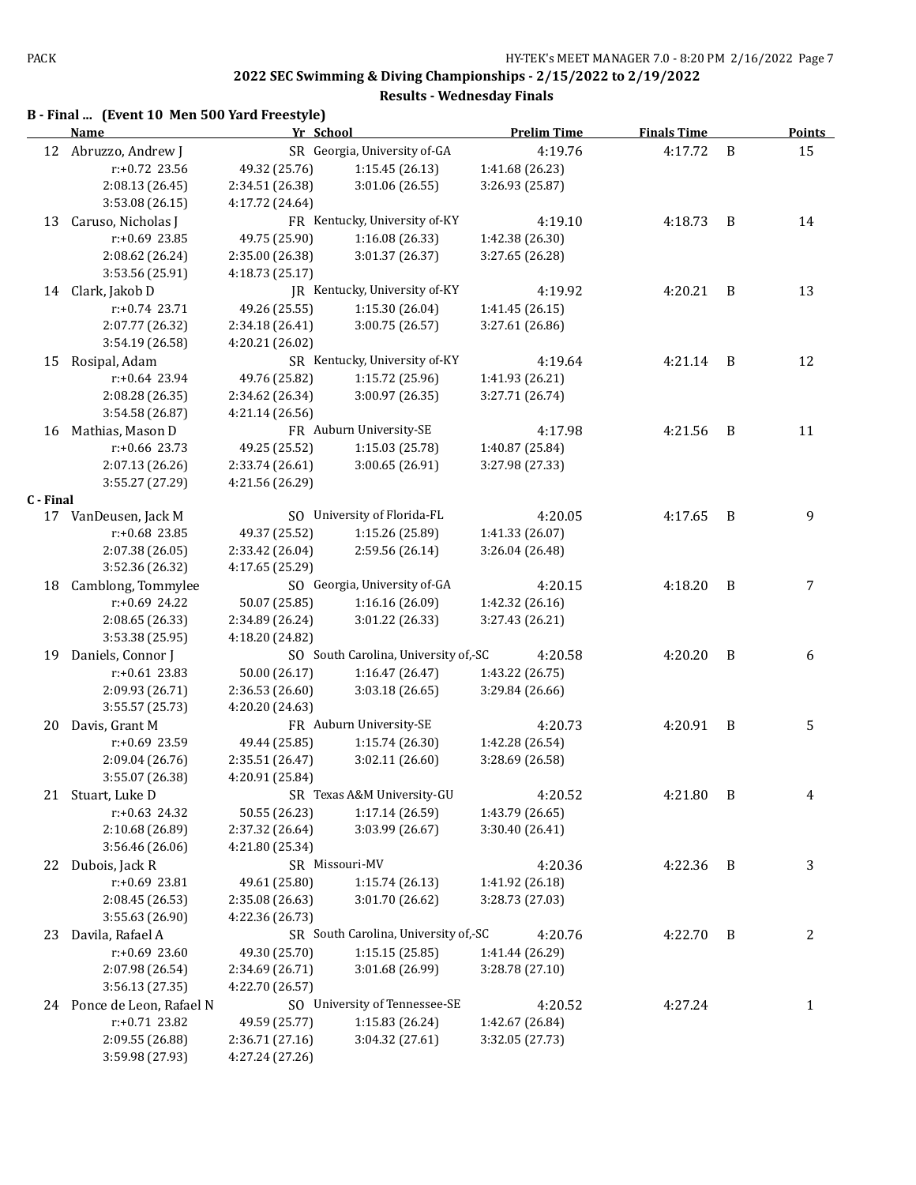## 2022 SEC Swimming & Diving Championships - 2/15/2022 to 2/19/2022

### Results - Wednesday Finals

**B - Final ... (Event 10 Men 500 Yard Freestyle)**

| | Name | Yr | School | Prelim Time | Finals Time | | Points |
|---|---|---|---|---|---|---|---|
| 12 | Abruzzo, Andrew J | SR | Georgia, University of-GA | 4:19.76 | 4:17.72 | B | 15 |
| | r:+0.72 23.56 | 49.32 (25.76) | 1:15.45 (26.13) | 1:41.68 (26.23) | | | |
| | 2:08.13 (26.45) | 2:34.51 (26.38) | 3:01.06 (26.55) | 3:26.93 (25.87) | | | |
| | 3:53.08 (26.15) | 4:17.72 (24.64) | | | | | |
| 13 | Caruso, Nicholas J | FR | Kentucky, University of-KY | 4:19.10 | 4:18.73 | B | 14 |
| | r:+0.69 23.85 | 49.75 (25.90) | 1:16.08 (26.33) | 1:42.38 (26.30) | | | |
| | 2:08.62 (26.24) | 2:35.00 (26.38) | 3:01.37 (26.37) | 3:27.65 (26.28) | | | |
| | 3:53.56 (25.91) | 4:18.73 (25.17) | | | | | |
| 14 | Clark, Jakob D | JR | Kentucky, University of-KY | 4:19.92 | 4:20.21 | B | 13 |
| | r:+0.74 23.71 | 49.26 (25.55) | 1:15.30 (26.04) | 1:41.45 (26.15) | | | |
| | 2:07.77 (26.32) | 2:34.18 (26.41) | 3:00.75 (26.57) | 3:27.61 (26.86) | | | |
| | 3:54.19 (26.58) | 4:20.21 (26.02) | | | | | |
| 15 | Rosipal, Adam | SR | Kentucky, University of-KY | 4:19.64 | 4:21.14 | B | 12 |
| | r:+0.64 23.94 | 49.76 (25.82) | 1:15.72 (25.96) | 1:41.93 (26.21) | | | |
| | 2:08.28 (26.35) | 2:34.62 (26.34) | 3:00.97 (26.35) | 3:27.71 (26.74) | | | |
| | 3:54.58 (26.87) | 4:21.14 (26.56) | | | | | |
| 16 | Mathias, Mason D | FR | Auburn University-SE | 4:17.98 | 4:21.56 | B | 11 |
| | r:+0.66 23.73 | 49.25 (25.52) | 1:15.03 (25.78) | 1:40.87 (25.84) | | | |
| | 2:07.13 (26.26) | 2:33.74 (26.61) | 3:00.65 (26.91) | 3:27.98 (27.33) | | | |
| | 3:55.27 (27.29) | 4:21.56 (26.29) | | | | | |

**C - Final**

| | Name | Yr | School | Prelim Time | Finals Time | | Points |
|---|---|---|---|---|---|---|---|
| 17 | VanDeusen, Jack M | SO | University of Florida-FL | 4:20.05 | 4:17.65 | B | 9 |
| | r:+0.68 23.85 | 49.37 (25.52) | 1:15.26 (25.89) | 1:41.33 (26.07) | | | |
| | 2:07.38 (26.05) | 2:33.42 (26.04) | 2:59.56 (26.14) | 3:26.04 (26.48) | | | |
| | 3:52.36 (26.32) | 4:17.65 (25.29) | | | | | |
| 18 | Camblong, Tommylee | SO | Georgia, University of-GA | 4:20.15 | 4:18.20 | B | 7 |
| | r:+0.69 24.22 | 50.07 (25.85) | 1:16.16 (26.09) | 1:42.32 (26.16) | | | |
| | 2:08.65 (26.33) | 2:34.89 (26.24) | 3:01.22 (26.33) | 3:27.43 (26.21) | | | |
| | 3:53.38 (25.95) | 4:18.20 (24.82) | | | | | |
| 19 | Daniels, Connor J | SO | South Carolina, University of,-SC | 4:20.58 | 4:20.20 | B | 6 |
| | r:+0.61 23.83 | 50.00 (26.17) | 1:16.47 (26.47) | 1:43.22 (26.75) | | | |
| | 2:09.93 (26.71) | 2:36.53 (26.60) | 3:03.18 (26.65) | 3:29.84 (26.66) | | | |
| | 3:55.57 (25.73) | 4:20.20 (24.63) | | | | | |
| 20 | Davis, Grant M | FR | Auburn University-SE | 4:20.73 | 4:20.91 | B | 5 |
| | r:+0.69 23.59 | 49.44 (25.85) | 1:15.74 (26.30) | 1:42.28 (26.54) | | | |
| | 2:09.04 (26.76) | 2:35.51 (26.47) | 3:02.11 (26.60) | 3:28.69 (26.58) | | | |
| | 3:55.07 (26.38) | 4:20.91 (25.84) | | | | | |
| 21 | Stuart, Luke D | SR | Texas A&M University-GU | 4:20.52 | 4:21.80 | B | 4 |
| | r:+0.63 24.32 | 50.55 (26.23) | 1:17.14 (26.59) | 1:43.79 (26.65) | | | |
| | 2:10.68 (26.89) | 2:37.32 (26.64) | 3:03.99 (26.67) | 3:30.40 (26.41) | | | |
| | 3:56.46 (26.06) | 4:21.80 (25.34) | | | | | |
| 22 | Dubois, Jack R | SR | Missouri-MV | 4:20.36 | 4:22.36 | B | 3 |
| | r:+0.69 23.81 | 49.61 (25.80) | 1:15.74 (26.13) | 1:41.92 (26.18) | | | |
| | 2:08.45 (26.53) | 2:35.08 (26.63) | 3:01.70 (26.62) | 3:28.73 (27.03) | | | |
| | 3:55.63 (26.90) | 4:22.36 (26.73) | | | | | |
| 23 | Davila, Rafael A | SR | South Carolina, University of,-SC | 4:20.76 | 4:22.70 | B | 2 |
| | r:+0.69 23.60 | 49.30 (25.70) | 1:15.15 (25.85) | 1:41.44 (26.29) | | | |
| | 2:07.98 (26.54) | 2:34.69 (26.71) | 3:01.68 (26.99) | 3:28.78 (27.10) | | | |
| | 3:56.13 (27.35) | 4:22.70 (26.57) | | | | | |
| 24 | Ponce de Leon, Rafael N | SO | University of Tennessee-SE | 4:20.52 | 4:27.24 | | 1 |
| | r:+0.71 23.82 | 49.59 (25.77) | 1:15.83 (26.24) | 1:42.67 (26.84) | | | |
| | 2:09.55 (26.88) | 2:36.71 (27.16) | 3:04.32 (27.61) | 3:32.05 (27.73) | | | |
| | 3:59.98 (27.93) | 4:27.24 (27.26) | | | | | |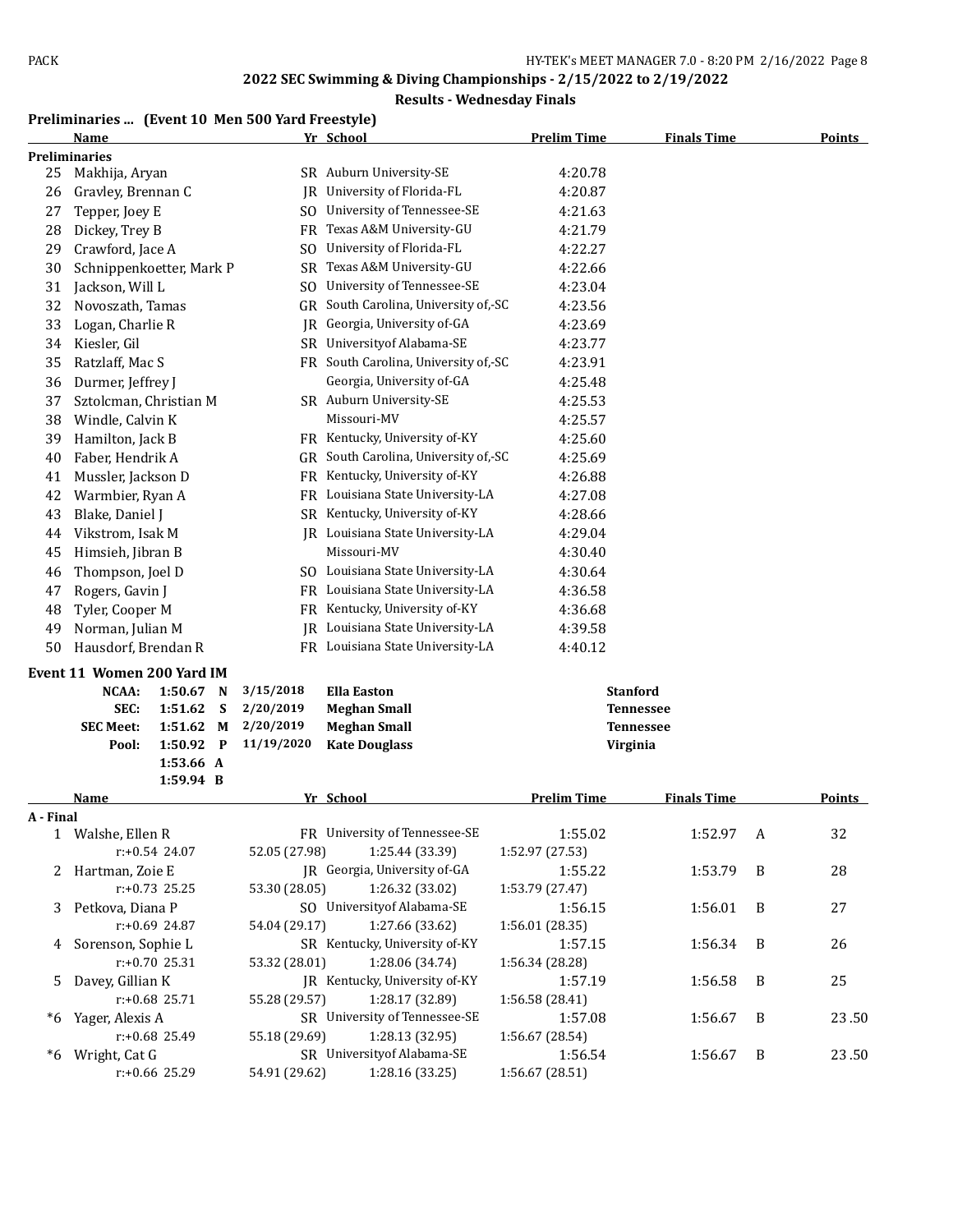**2022 SEC Swimming & Diving Championships - 2/15/2022 to 2/19/2022**

**Results - Wednesday Finals**

## Preliminaries ... (Event 10 Men 500 Yard Freestyle)

| | Name | Yr | School | Prelim Time | Finals Time | Points |
|---|---|---|---|---|---|---|
| **Preliminaries** | | | | | | |
| 25 | Makhija, Aryan | SR | Auburn University-SE | 4:20.78 | | |
| 26 | Gravley, Brennan C | JR | University of Florida-FL | 4:20.87 | | |
| 27 | Tepper, Joey E | SO | University of Tennessee-SE | 4:21.63 | | |
| 28 | Dickey, Trey B | FR | Texas A&M University-GU | 4:21.79 | | |
| 29 | Crawford, Jace A | SO | University of Florida-FL | 4:22.27 | | |
| 30 | Schnippenkoetter, Mark P | SR | Texas A&M University-GU | 4:22.66 | | |
| 31 | Jackson, Will L | SO | University of Tennessee-SE | 4:23.04 | | |
| 32 | Novoszath, Tamas | GR | South Carolina, University of,-SC | 4:23.56 | | |
| 33 | Logan, Charlie R | JR | Georgia, University of-GA | 4:23.69 | | |
| 34 | Kiesler, Gil | SR | Universityof Alabama-SE | 4:23.77 | | |
| 35 | Ratzlaff, Mac S | FR | South Carolina, University of,-SC | 4:23.91 | | |
| 36 | Durmer, Jeffrey J | | Georgia, University of-GA | 4:25.48 | | |
| 37 | Sztolcman, Christian M | SR | Auburn University-SE | 4:25.53 | | |
| 38 | Windle, Calvin K | | Missouri-MV | 4:25.57 | | |
| 39 | Hamilton, Jack B | FR | Kentucky, University of-KY | 4:25.60 | | |
| 40 | Faber, Hendrik A | GR | South Carolina, University of,-SC | 4:25.69 | | |
| 41 | Mussler, Jackson D | FR | Kentucky, University of-KY | 4:26.88 | | |
| 42 | Warmbier, Ryan A | FR | Louisiana State University-LA | 4:27.08 | | |
| 43 | Blake, Daniel J | SR | Kentucky, University of-KY | 4:28.66 | | |
| 44 | Vikstrom, Isak M | JR | Louisiana State University-LA | 4:29.04 | | |
| 45 | Himsieh, Jibran B | | Missouri-MV | 4:30.40 | | |
| 46 | Thompson, Joel D | SO | Louisiana State University-LA | 4:30.64 | | |
| 47 | Rogers, Gavin J | FR | Louisiana State University-LA | 4:36.58 | | |
| 48 | Tyler, Cooper M | FR | Kentucky, University of-KY | 4:36.68 | | |
| 49 | Norman, Julian M | JR | Louisiana State University-LA | 4:39.58 | | |
| 50 | Hausdorf, Brendan R | FR | Louisiana State University-LA | 4:40.12 | | |

## Event 11 Women 200 Yard IM

| | Time | | Date | Name | School |
|---|---|---|---|---|---|
| NCAA: | 1:50.67 | N | 3/15/2018 | Ella Easton | Stanford |
| SEC: | 1:51.62 | S | 2/20/2019 | Meghan Small | Tennessee |
| SEC Meet: | 1:51.62 | M | 2/20/2019 | Meghan Small | Tennessee |
| Pool: | 1:50.92 | P | 11/19/2020 | Kate Douglass | Virginia |
| | 1:53.66 | A | | | |
| | 1:59.94 | B | | | |

| | Name | Yr | School | Prelim Time | Finals Time | | Points |
|---|---|---|---|---|---|---|---|
| **A - Final** | | | | | | | |
| 1 | Walshe, Ellen R | FR | University of Tennessee-SE | 1:55.02 | 1:52.97 | A | 32 |
| | r:+0.54 24.07 | 52.05 (27.98) | 1:25.44 (33.39) | 1:52.97 (27.53) | | | |
| 2 | Hartman, Zoie E | JR | Georgia, University of-GA | 1:55.22 | 1:53.79 | B | 28 |
| | r:+0.73 25.25 | 53.30 (28.05) | 1:26.32 (33.02) | 1:53.79 (27.47) | | | |
| 3 | Petkova, Diana P | SO | Universityof Alabama-SE | 1:56.15 | 1:56.01 | B | 27 |
| | r:+0.69 24.87 | 54.04 (29.17) | 1:27.66 (33.62) | 1:56.01 (28.35) | | | |
| 4 | Sorenson, Sophie L | SR | Kentucky, University of-KY | 1:57.15 | 1:56.34 | B | 26 |
| | r:+0.70 25.31 | 53.32 (28.01) | 1:28.06 (34.74) | 1:56.34 (28.28) | | | |
| 5 | Davey, Gillian K | JR | Kentucky, University of-KY | 1:57.19 | 1:56.58 | B | 25 |
| | r:+0.68 25.71 | 55.28 (29.57) | 1:28.17 (32.89) | 1:56.58 (28.41) | | | |
| *6 | Yager, Alexis A | SR | University of Tennessee-SE | 1:57.08 | 1:56.67 | B | 23.50 |
| | r:+0.68 25.49 | 55.18 (29.69) | 1:28.13 (32.95) | 1:56.67 (28.54) | | | |
| *6 | Wright, Cat G | SR | Universityof Alabama-SE | 1:56.54 | 1:56.67 | B | 23.50 |
| | r:+0.66 25.29 | 54.91 (29.62) | 1:28.16 (33.25) | 1:56.67 (28.51) | | | |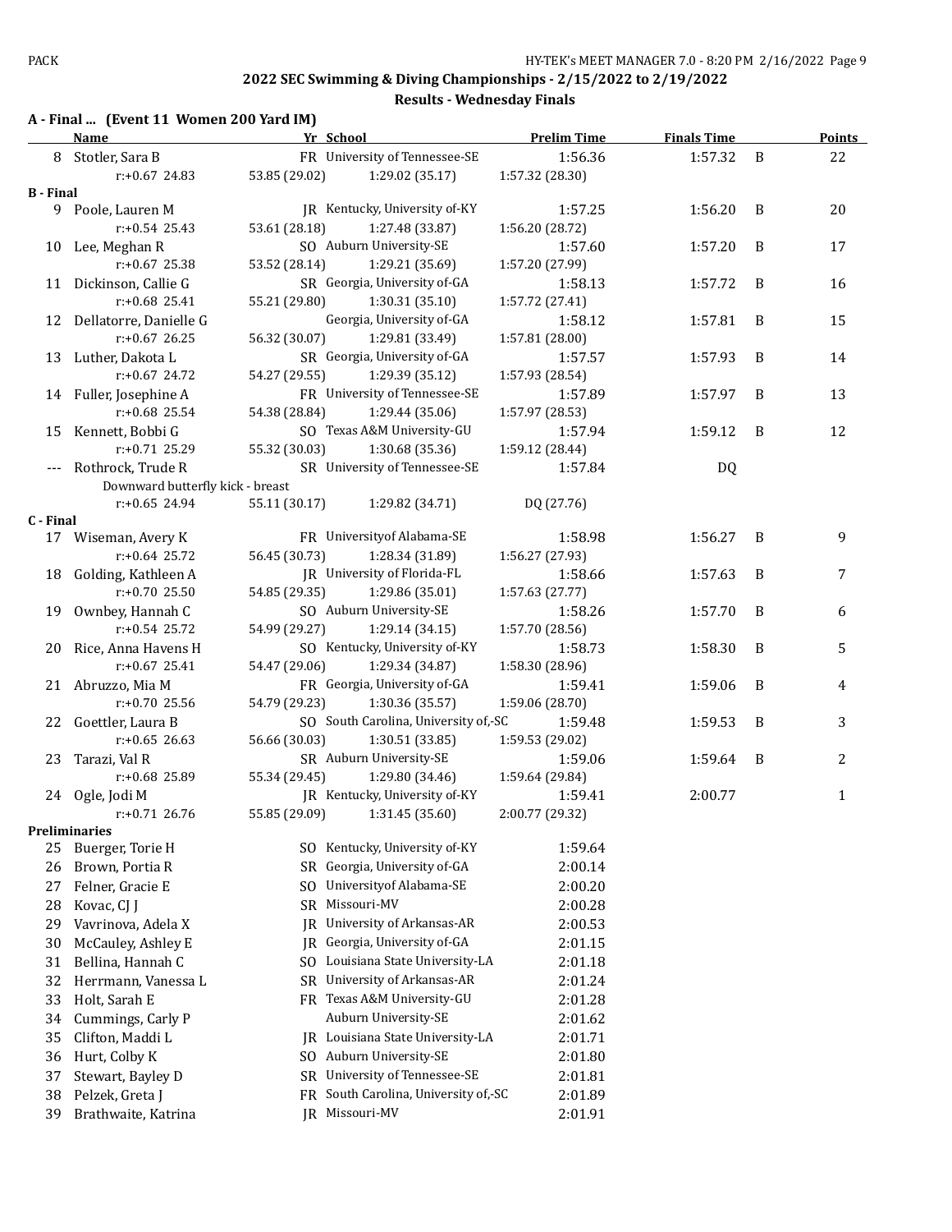## 2022 SEC Swimming & Diving Championships - 2/15/2022 to 2/19/2022

### Results - Wednesday Finals

**A - Final ... (Event 11 Women 200 Yard IM)**

| | Name | Yr | School | Prelim Time | Finals Time | | Points |
|---|---|---|---|---|---|---|---|
| 8 | Stotler, Sara B | FR | University of Tennessee-SE | 1:56.36 | 1:57.32 | B | 22 |
| | r:+0.67 24.83 | 53.85 (29.02) | 1:29.02 (35.17) | 1:57.32 (28.30) | | | |
| **B - Final** | | | | | | | |
| 9 | Poole, Lauren M | JR | Kentucky, University of-KY | 1:57.25 | 1:56.20 | B | 20 |
| | r:+0.54 25.43 | 53.61 (28.18) | 1:27.48 (33.87) | 1:56.20 (28.72) | | | |
| 10 | Lee, Meghan R | SO | Auburn University-SE | 1:57.60 | 1:57.20 | B | 17 |
| | r:+0.67 25.38 | 53.52 (28.14) | 1:29.21 (35.69) | 1:57.20 (27.99) | | | |
| 11 | Dickinson, Callie G | SR | Georgia, University of-GA | 1:58.13 | 1:57.72 | B | 16 |
| | r:+0.68 25.41 | 55.21 (29.80) | 1:30.31 (35.10) | 1:57.72 (27.41) | | | |
| 12 | Dellatorre, Danielle G | | Georgia, University of-GA | 1:58.12 | 1:57.81 | B | 15 |
| | r:+0.67 26.25 | 56.32 (30.07) | 1:29.81 (33.49) | 1:57.81 (28.00) | | | |
| 13 | Luther, Dakota L | SR | Georgia, University of-GA | 1:57.57 | 1:57.93 | B | 14 |
| | r:+0.67 24.72 | 54.27 (29.55) | 1:29.39 (35.12) | 1:57.93 (28.54) | | | |
| 14 | Fuller, Josephine A | FR | University of Tennessee-SE | 1:57.89 | 1:57.97 | B | 13 |
| | r:+0.68 25.54 | 54.38 (28.84) | 1:29.44 (35.06) | 1:57.97 (28.53) | | | |
| 15 | Kennett, Bobbi G | SO | Texas A&M University-GU | 1:57.94 | 1:59.12 | B | 12 |
| | r:+0.71 25.29 | 55.32 (30.03) | 1:30.68 (35.36) | 1:59.12 (28.44) | | | |
| --- | Rothrock, Trude R | SR | University of Tennessee-SE | 1:57.84 | DQ | | |
| | Downward butterfly kick - breast | | | | | | |
| | r:+0.65 24.94 | 55.11 (30.17) | 1:29.82 (34.71) | DQ (27.76) | | | |
| **C - Final** | | | | | | | |
| 17 | Wiseman, Avery K | FR | Universityof Alabama-SE | 1:58.98 | 1:56.27 | B | 9 |
| | r:+0.64 25.72 | 56.45 (30.73) | 1:28.34 (31.89) | 1:56.27 (27.93) | | | |
| 18 | Golding, Kathleen A | JR | University of Florida-FL | 1:58.66 | 1:57.63 | B | 7 |
| | r:+0.70 25.50 | 54.85 (29.35) | 1:29.86 (35.01) | 1:57.63 (27.77) | | | |
| 19 | Ownbey, Hannah C | SO | Auburn University-SE | 1:58.26 | 1:57.70 | B | 6 |
| | r:+0.54 25.72 | 54.99 (29.27) | 1:29.14 (34.15) | 1:57.70 (28.56) | | | |
| 20 | Rice, Anna Havens H | SO | Kentucky, University of-KY | 1:58.73 | 1:58.30 | B | 5 |
| | r:+0.67 25.41 | 54.47 (29.06) | 1:29.34 (34.87) | 1:58.30 (28.96) | | | |
| 21 | Abruzzo, Mia M | FR | Georgia, University of-GA | 1:59.41 | 1:59.06 | B | 4 |
| | r:+0.70 25.56 | 54.79 (29.23) | 1:30.36 (35.57) | 1:59.06 (28.70) | | | |
| 22 | Goettler, Laura B | SO | South Carolina, University of,-SC | 1:59.48 | 1:59.53 | B | 3 |
| | r:+0.65 26.63 | 56.66 (30.03) | 1:30.51 (33.85) | 1:59.53 (29.02) | | | |
| 23 | Tarazi, Val R | SR | Auburn University-SE | 1:59.06 | 1:59.64 | B | 2 |
| | r:+0.68 25.89 | 55.34 (29.45) | 1:29.80 (34.46) | 1:59.64 (29.84) | | | |
| 24 | Ogle, Jodi M | JR | Kentucky, University of-KY | 1:59.41 | 2:00.77 | | 1 |
| | r:+0.71 26.76 | 55.85 (29.09) | 1:31.45 (35.60) | 2:00.77 (29.32) | | | |
| **Preliminaries** | | | | | | | |
| 25 | Buerger, Torie H | SO | Kentucky, University of-KY | 1:59.64 | | | |
| 26 | Brown, Portia R | SR | Georgia, University of-GA | 2:00.14 | | | |
| 27 | Felner, Gracie E | SO | Universityof Alabama-SE | 2:00.20 | | | |
| 28 | Kovac, CJ J | SR | Missouri-MV | 2:00.28 | | | |
| 29 | Vavrinova, Adela X | JR | University of Arkansas-AR | 2:00.53 | | | |
| 30 | McCauley, Ashley E | JR | Georgia, University of-GA | 2:01.15 | | | |
| 31 | Bellina, Hannah C | SO | Louisiana State University-LA | 2:01.18 | | | |
| 32 | Herrmann, Vanessa L | SR | University of Arkansas-AR | 2:01.24 | | | |
| 33 | Holt, Sarah E | FR | Texas A&M University-GU | 2:01.28 | | | |
| 34 | Cummings, Carly P | | Auburn University-SE | 2:01.62 | | | |
| 35 | Clifton, Maddi L | JR | Louisiana State University-LA | 2:01.71 | | | |
| 36 | Hurt, Colby K | SO | Auburn University-SE | 2:01.80 | | | |
| 37 | Stewart, Bayley D | SR | University of Tennessee-SE | 2:01.81 | | | |
| 38 | Pelzek, Greta J | FR | South Carolina, University of,-SC | 2:01.89 | | | |
| 39 | Brathwaite, Katrina | JR | Missouri-MV | 2:01.91 | | | |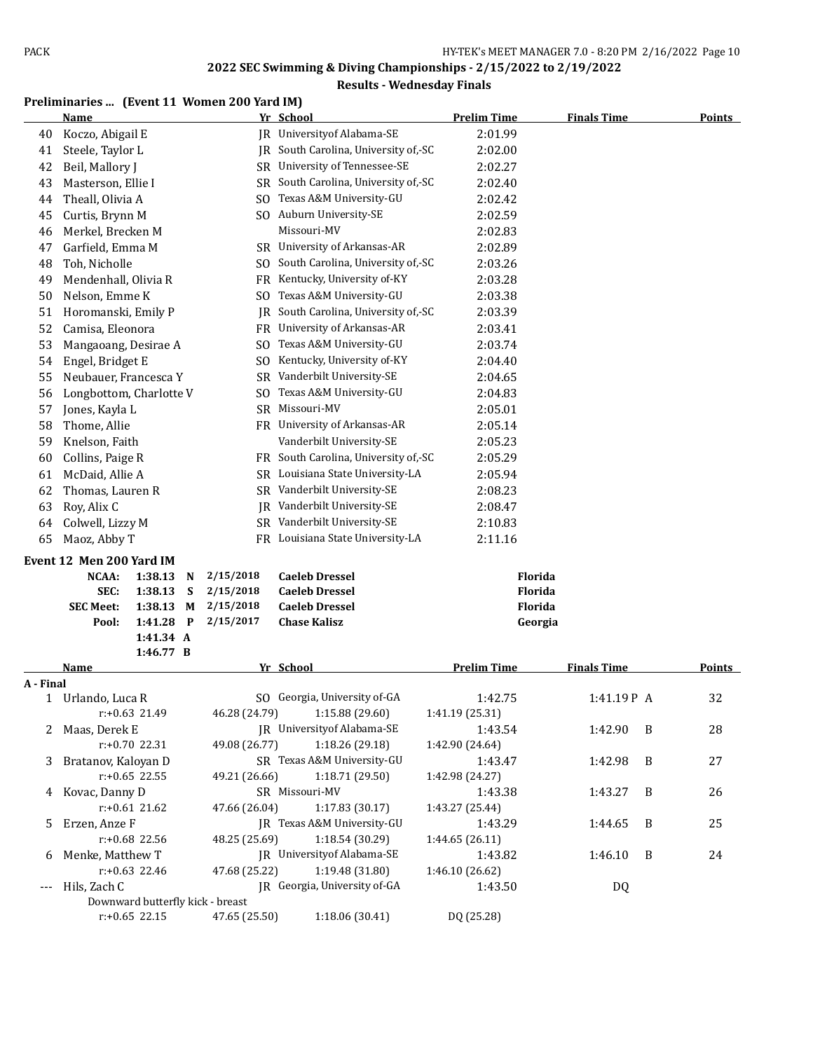## 2022 SEC Swimming & Diving Championships - 2/15/2022 to 2/19/2022

### Results - Wednesday Finals

### Preliminaries ... (Event 11 Women 200 Yard IM)

| | Name | Yr | School | Prelim Time | Finals Time | Points |
|---|---|---|---|---|---|---|
| 40 | Koczo, Abigail E | JR | Universityof Alabama-SE | 2:01.99 | | |
| 41 | Steele, Taylor L | JR | South Carolina, University of,-SC | 2:02.00 | | |
| 42 | Beil, Mallory J | SR | University of Tennessee-SE | 2:02.27 | | |
| 43 | Masterson, Ellie I | SR | South Carolina, University of,-SC | 2:02.40 | | |
| 44 | Theall, Olivia A | SO | Texas A&M University-GU | 2:02.42 | | |
| 45 | Curtis, Brynn M | SO | Auburn University-SE | 2:02.59 | | |
| 46 | Merkel, Brecken M | | Missouri-MV | 2:02.83 | | |
| 47 | Garfield, Emma M | SR | University of Arkansas-AR | 2:02.89 | | |
| 48 | Toh, Nicholle | SO | South Carolina, University of,-SC | 2:03.26 | | |
| 49 | Mendenhall, Olivia R | FR | Kentucky, University of-KY | 2:03.28 | | |
| 50 | Nelson, Emme K | SO | Texas A&M University-GU | 2:03.38 | | |
| 51 | Horomanski, Emily P | JR | South Carolina, University of,-SC | 2:03.39 | | |
| 52 | Camisa, Eleonora | FR | University of Arkansas-AR | 2:03.41 | | |
| 53 | Mangaoang, Desirae A | SO | Texas A&M University-GU | 2:03.74 | | |
| 54 | Engel, Bridget E | SO | Kentucky, University of-KY | 2:04.40 | | |
| 55 | Neubauer, Francesca Y | SR | Vanderbilt University-SE | 2:04.65 | | |
| 56 | Longbottom, Charlotte V | SO | Texas A&M University-GU | 2:04.83 | | |
| 57 | Jones, Kayla L | SR | Missouri-MV | 2:05.01 | | |
| 58 | Thome, Allie | FR | University of Arkansas-AR | 2:05.14 | | |
| 59 | Knelson, Faith | | Vanderbilt University-SE | 2:05.23 | | |
| 60 | Collins, Paige R | FR | South Carolina, University of,-SC | 2:05.29 | | |
| 61 | McDaid, Allie A | SR | Louisiana State University-LA | 2:05.94 | | |
| 62 | Thomas, Lauren R | SR | Vanderbilt University-SE | 2:08.23 | | |
| 63 | Roy, Alix C | JR | Vanderbilt University-SE | 2:08.47 | | |
| 64 | Colwell, Lizzy M | SR | Vanderbilt University-SE | 2:10.83 | | |
| 65 | Maoz, Abby T | FR | Louisiana State University-LA | 2:11.16 | | |

### Event 12 Men 200 Yard IM

| | Time | | Date | Name | School |
|---|---|---|---|---|---|
| NCAA: | 1:38.13 | N | 2/15/2018 | Caeleb Dressel | Florida |
| SEC: | 1:38.13 | S | 2/15/2018 | Caeleb Dressel | Florida |
| SEC Meet: | 1:38.13 | M | 2/15/2018 | Caeleb Dressel | Florida |
| Pool: | 1:41.28 | P | 2/15/2017 | Chase Kalisz | Georgia |
| | 1:41.34 | A | | | |
| | 1:46.77 | B | | | |

| | Name | Yr | School | Prelim Time | Finals Time | Points |
|---|---|---|---|---|---|---|
| **A - Final** | | | | | | |
| 1 | Urlando, Luca R | SO | Georgia, University of-GA | 1:42.75 | 1:41.19 P A | 32 |
| | r:+0.63 21.49 | 46.28 (24.79) | 1:15.88 (29.60) | 1:41.19 (25.31) | | |
| 2 | Maas, Derek E | JR | Universityof Alabama-SE | 1:43.54 | 1:42.90 B | 28 |
| | r:+0.70 22.31 | 49.08 (26.77) | 1:18.26 (29.18) | 1:42.90 (24.64) | | |
| 3 | Bratanov, Kaloyan D | SR | Texas A&M University-GU | 1:43.47 | 1:42.98 B | 27 |
| | r:+0.65 22.55 | 49.21 (26.66) | 1:18.71 (29.50) | 1:42.98 (24.27) | | |
| 4 | Kovac, Danny D | SR | Missouri-MV | 1:43.38 | 1:43.27 B | 26 |
| | r:+0.61 21.62 | 47.66 (26.04) | 1:17.83 (30.17) | 1:43.27 (25.44) | | |
| 5 | Erzen, Anze F | JR | Texas A&M University-GU | 1:43.29 | 1:44.65 B | 25 |
| | r:+0.68 22.56 | 48.25 (25.69) | 1:18.54 (30.29) | 1:44.65 (26.11) | | |
| 6 | Menke, Matthew T | JR | Universityof Alabama-SE | 1:43.82 | 1:46.10 B | 24 |
| | r:+0.63 22.46 | 47.68 (25.22) | 1:19.48 (31.80) | 1:46.10 (26.62) | | |
| --- | Hils, Zach C | JR | Georgia, University of-GA | 1:43.50 | DQ | |
| | Downward butterfly kick - breast | | | | | |
| | r:+0.65 22.15 | 47.65 (25.50) | 1:18.06 (30.41) | DQ (25.28) | | |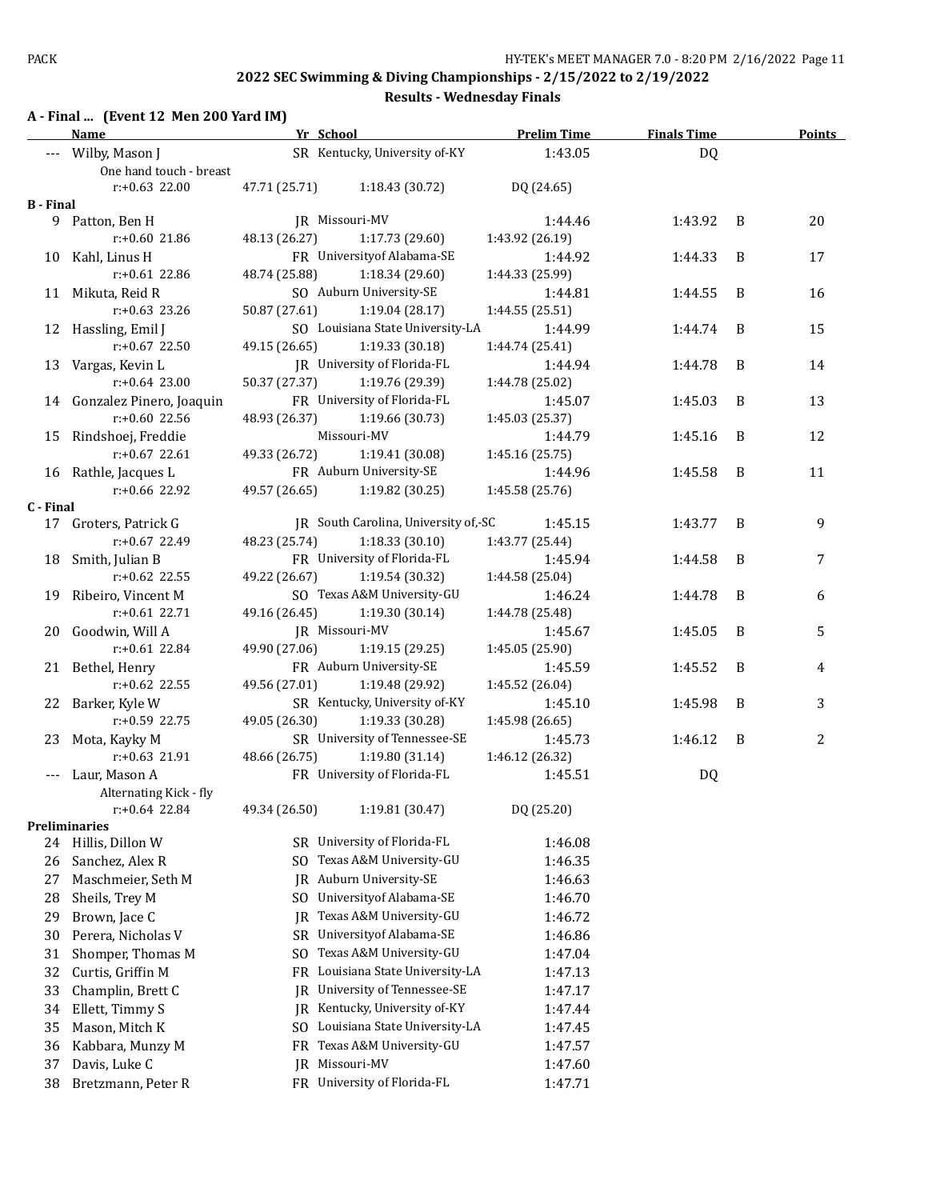## 2022 SEC Swimming & Diving Championships - 2/15/2022 to 2/19/2022

### Results - Wednesday Finals

#### A - Final ... (Event 12 Men 200 Yard IM)

| | Name | Yr | School | | Prelim Time | Finals Time | | Points |
|---|---|---|---|---|---|---|---|---|
| --- | Wilby, Mason J | SR | Kentucky, University of-KY | | 1:43.05 | DQ | | |
| | One hand touch - breast | | | | | | | |
| | r:+0.63 22.00 | 47.71 (25.71) | 1:18.43 (30.72) | | DQ (24.65) | | | |
| **B - Final** | | | | | | | | |
| 9 | Patton, Ben H | JR | Missouri-MV | | 1:44.46 | 1:43.92 | B | 20 |
| | r:+0.60 21.86 | 48.13 (26.27) | 1:17.73 (29.60) | | 1:43.92 (26.19) | | | |
| 10 | Kahl, Linus H | FR | Universityof Alabama-SE | | 1:44.92 | 1:44.33 | B | 17 |
| | r:+0.61 22.86 | 48.74 (25.88) | 1:18.34 (29.60) | | 1:44.33 (25.99) | | | |
| 11 | Mikuta, Reid R | SO | Auburn University-SE | | 1:44.81 | 1:44.55 | B | 16 |
| | r:+0.63 23.26 | 50.87 (27.61) | 1:19.04 (28.17) | | 1:44.55 (25.51) | | | |
| 12 | Hassling, Emil J | SO | Louisiana State University-LA | | 1:44.99 | 1:44.74 | B | 15 |
| | r:+0.67 22.50 | 49.15 (26.65) | 1:19.33 (30.18) | | 1:44.74 (25.41) | | | |
| 13 | Vargas, Kevin L | JR | University of Florida-FL | | 1:44.94 | 1:44.78 | B | 14 |
| | r:+0.64 23.00 | 50.37 (27.37) | 1:19.76 (29.39) | | 1:44.78 (25.02) | | | |
| 14 | Gonzalez Pinero, Joaquin | FR | University of Florida-FL | | 1:45.07 | 1:45.03 | B | 13 |
| | r:+0.60 22.56 | 48.93 (26.37) | 1:19.66 (30.73) | | 1:45.03 (25.37) | | | |
| 15 | Rindshoej, Freddie | | Missouri-MV | | 1:44.79 | 1:45.16 | B | 12 |
| | r:+0.67 22.61 | 49.33 (26.72) | 1:19.41 (30.08) | | 1:45.16 (25.75) | | | |
| 16 | Rathle, Jacques L | FR | Auburn University-SE | | 1:44.96 | 1:45.58 | B | 11 |
| | r:+0.66 22.92 | 49.57 (26.65) | 1:19.82 (30.25) | | 1:45.58 (25.76) | | | |
| **C - Final** | | | | | | | | |
| 17 | Groters, Patrick G | JR | South Carolina, University of,-SC | | 1:45.15 | 1:43.77 | B | 9 |
| | r:+0.67 22.49 | 48.23 (25.74) | 1:18.33 (30.10) | | 1:43.77 (25.44) | | | |
| 18 | Smith, Julian B | FR | University of Florida-FL | | 1:45.94 | 1:44.58 | B | 7 |
| | r:+0.62 22.55 | 49.22 (26.67) | 1:19.54 (30.32) | | 1:44.58 (25.04) | | | |
| 19 | Ribeiro, Vincent M | SO | Texas A&M University-GU | | 1:46.24 | 1:44.78 | B | 6 |
| | r:+0.61 22.71 | 49.16 (26.45) | 1:19.30 (30.14) | | 1:44.78 (25.48) | | | |
| 20 | Goodwin, Will A | JR | Missouri-MV | | 1:45.67 | 1:45.05 | B | 5 |
| | r:+0.61 22.84 | 49.90 (27.06) | 1:19.15 (29.25) | | 1:45.05 (25.90) | | | |
| 21 | Bethel, Henry | FR | Auburn University-SE | | 1:45.59 | 1:45.52 | B | 4 |
| | r:+0.62 22.55 | 49.56 (27.01) | 1:19.48 (29.92) | | 1:45.52 (26.04) | | | |
| 22 | Barker, Kyle W | SR | Kentucky, University of-KY | | 1:45.10 | 1:45.98 | B | 3 |
| | r:+0.59 22.75 | 49.05 (26.30) | 1:19.33 (30.28) | | 1:45.98 (26.65) | | | |
| 23 | Mota, Kayky M | SR | University of Tennessee-SE | | 1:45.73 | 1:46.12 | B | 2 |
| | r:+0.63 21.91 | 48.66 (26.75) | 1:19.80 (31.14) | | 1:46.12 (26.32) | | | |
| --- | Laur, Mason A | FR | University of Florida-FL | | 1:45.51 | DQ | | |
| | Alternating Kick - fly | | | | | | | |
| | r:+0.64 22.84 | 49.34 (26.50) | 1:19.81 (30.47) | | DQ (25.20) | | | |
| **Preliminaries** | | | | | | | | |
| 24 | Hillis, Dillon W | SR | University of Florida-FL | | 1:46.08 | | | |
| 26 | Sanchez, Alex R | SO | Texas A&M University-GU | | 1:46.35 | | | |
| 27 | Maschmeier, Seth M | JR | Auburn University-SE | | 1:46.63 | | | |
| 28 | Sheils, Trey M | SO | Universityof Alabama-SE | | 1:46.70 | | | |
| 29 | Brown, Jace C | JR | Texas A&M University-GU | | 1:46.72 | | | |
| 30 | Perera, Nicholas V | SR | Universityof Alabama-SE | | 1:46.86 | | | |
| 31 | Shomper, Thomas M | SO | Texas A&M University-GU | | 1:47.04 | | | |
| 32 | Curtis, Griffin M | FR | Louisiana State University-LA | | 1:47.13 | | | |
| 33 | Champlin, Brett C | JR | University of Tennessee-SE | | 1:47.17 | | | |
| 34 | Ellett, Timmy S | JR | Kentucky, University of-KY | | 1:47.44 | | | |
| 35 | Mason, Mitch K | SO | Louisiana State University-LA | | 1:47.45 | | | |
| 36 | Kabbara, Munzy M | FR | Texas A&M University-GU | | 1:47.57 | | | |
| 37 | Davis, Luke C | JR | Missouri-MV | | 1:47.60 | | | |
| 38 | Bretzmann, Peter R | FR | University of Florida-FL | | 1:47.71 | | | |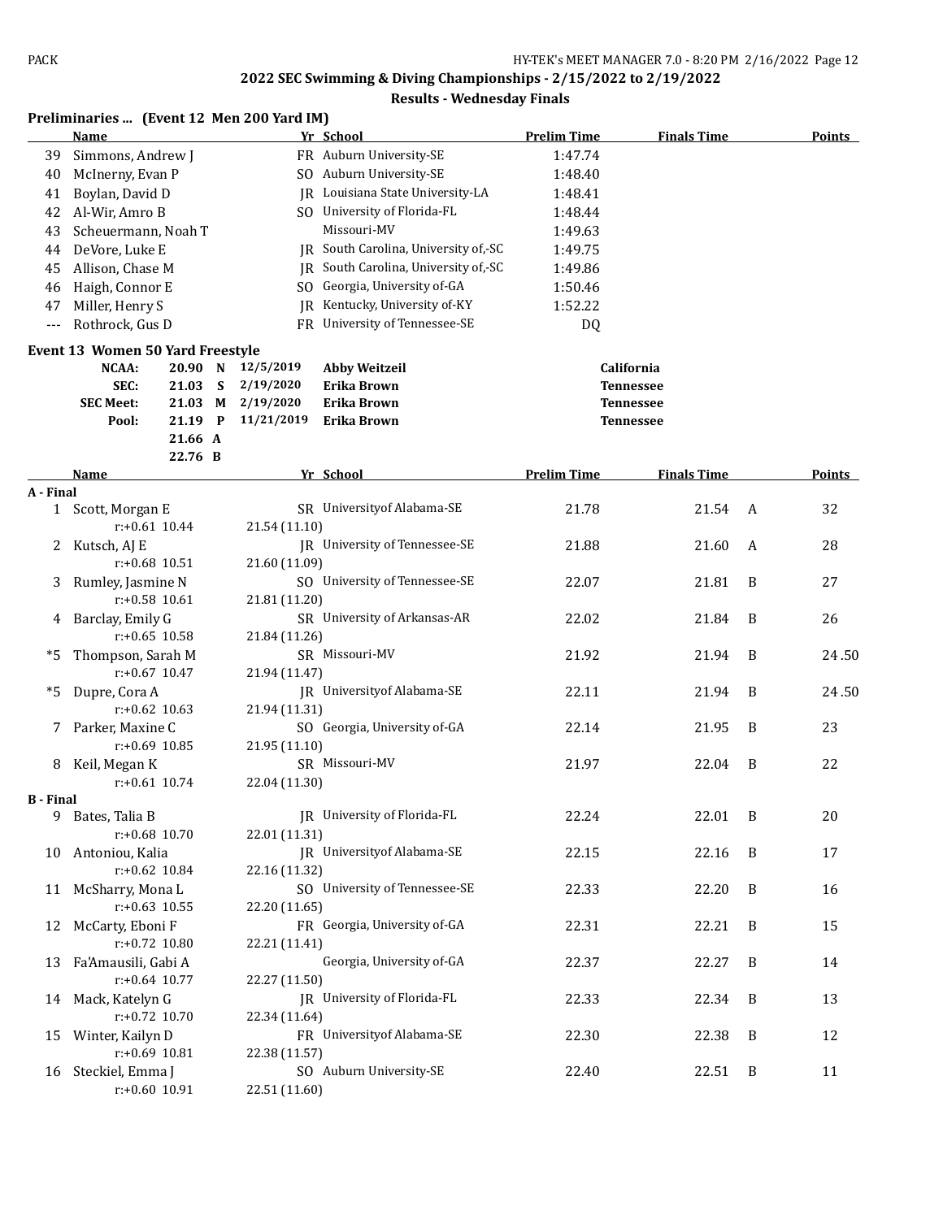## 2022 SEC Swimming & Diving Championships - 2/15/2022 to 2/19/2022

### Results - Wednesday Finals

**Preliminaries ... (Event 12 Men 200 Yard IM)**

| | Name | Yr | School | Prelim Time | Finals Time | Points |
|---|---|---|---|---|---|---|
| 39 | Simmons, Andrew J | FR | Auburn University-SE | 1:47.74 | | |
| 40 | McInerny, Evan P | SO | Auburn University-SE | 1:48.40 | | |
| 41 | Boylan, David D | JR | Louisiana State University-LA | 1:48.41 | | |
| 42 | Al-Wir, Amro B | SO | University of Florida-FL | 1:48.44 | | |
| 43 | Scheuermann, Noah T | | Missouri-MV | 1:49.63 | | |
| 44 | DeVore, Luke E | JR | South Carolina, University of,-SC | 1:49.75 | | |
| 45 | Allison, Chase M | JR | South Carolina, University of,-SC | 1:49.86 | | |
| 46 | Haigh, Connor E | SO | Georgia, University of-GA | 1:50.46 | | |
| 47 | Miller, Henry S | JR | Kentucky, University of-KY | 1:52.22 | | |
| --- | Rothrock, Gus D | FR | University of Tennessee-SE | DQ | | |

**Event 13 Women 50 Yard Freestyle**

| | | | | | |
|---|---|---|---|---|---|
| NCAA: | 20.90 | N | 12/5/2019 | Abby Weitzeil | California |
| SEC: | 21.03 | S | 2/19/2020 | Erika Brown | Tennessee |
| SEC Meet: | 21.03 | M | 2/19/2020 | Erika Brown | Tennessee |
| Pool: | 21.19 | P | 11/21/2019 | Erika Brown | Tennessee |
| | 21.66 | A | | | |
| | 22.76 | B | | | |

| | Name | Yr | School | Prelim Time | Finals Time | | Points |
|---|---|---|---|---|---|---|---|
| **A - Final** | | | | | | | |
| 1 | Scott, Morgan E | SR | Universityof Alabama-SE | 21.78 | 21.54 | A | 32 |
| | r:+0.61 10.44 | 21.54 (11.10) | | | | | |
| 2 | Kutsch, AJ E | JR | University of Tennessee-SE | 21.88 | 21.60 | A | 28 |
| | r:+0.68 10.51 | 21.60 (11.09) | | | | | |
| 3 | Rumley, Jasmine N | SO | University of Tennessee-SE | 22.07 | 21.81 | B | 27 |
| | r:+0.58 10.61 | 21.81 (11.20) | | | | | |
| 4 | Barclay, Emily G | SR | University of Arkansas-AR | 22.02 | 21.84 | B | 26 |
| | r:+0.65 10.58 | 21.84 (11.26) | | | | | |
| *5 | Thompson, Sarah M | SR | Missouri-MV | 21.92 | 21.94 | B | 24.50 |
| | r:+0.67 10.47 | 21.94 (11.47) | | | | | |
| *5 | Dupre, Cora A | JR | Universityof Alabama-SE | 22.11 | 21.94 | B | 24.50 |
| | r:+0.62 10.63 | 21.94 (11.31) | | | | | |
| 7 | Parker, Maxine C | SO | Georgia, University of-GA | 22.14 | 21.95 | B | 23 |
| | r:+0.69 10.85 | 21.95 (11.10) | | | | | |
| 8 | Keil, Megan K | SR | Missouri-MV | 21.97 | 22.04 | B | 22 |
| | r:+0.61 10.74 | 22.04 (11.30) | | | | | |
| **B - Final** | | | | | | | |
| 9 | Bates, Talia B | JR | University of Florida-FL | 22.24 | 22.01 | B | 20 |
| | r:+0.68 10.70 | 22.01 (11.31) | | | | | |
| 10 | Antoniou, Kalia | JR | Universityof Alabama-SE | 22.15 | 22.16 | B | 17 |
| | r:+0.62 10.84 | 22.16 (11.32) | | | | | |
| 11 | McSharry, Mona L | SO | University of Tennessee-SE | 22.33 | 22.20 | B | 16 |
| | r:+0.63 10.55 | 22.20 (11.65) | | | | | |
| 12 | McCarty, Eboni F | FR | Georgia, University of-GA | 22.31 | 22.21 | B | 15 |
| | r:+0.72 10.80 | 22.21 (11.41) | | | | | |
| 13 | Fa'Amausili, Gabi A | | Georgia, University of-GA | 22.37 | 22.27 | B | 14 |
| | r:+0.64 10.77 | 22.27 (11.50) | | | | | |
| 14 | Mack, Katelyn G | JR | University of Florida-FL | 22.33 | 22.34 | B | 13 |
| | r:+0.72 10.70 | 22.34 (11.64) | | | | | |
| 15 | Winter, Kailyn D | FR | Universityof Alabama-SE | 22.30 | 22.38 | B | 12 |
| | r:+0.69 10.81 | 22.38 (11.57) | | | | | |
| 16 | Steckiel, Emma J | SO | Auburn University-SE | 22.40 | 22.51 | B | 11 |
| | r:+0.60 10.91 | 22.51 (11.60) | | | | | |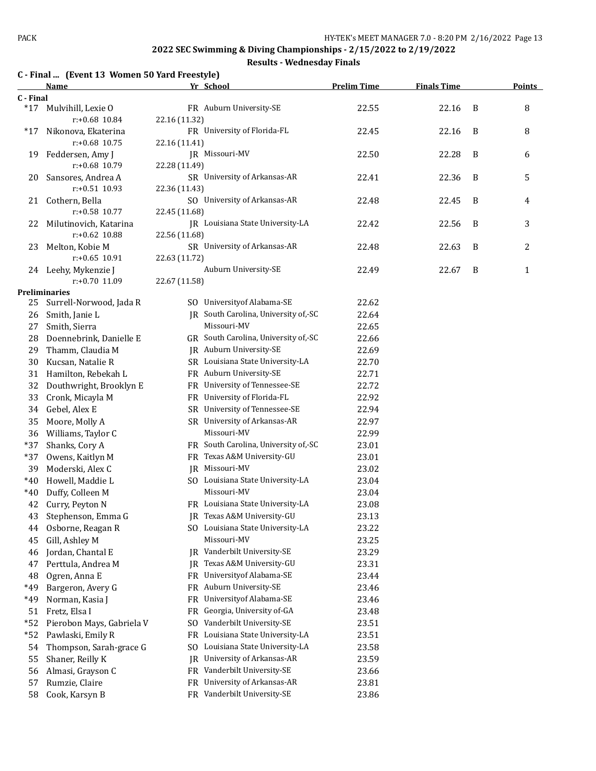## 2022 SEC Swimming & Diving Championships - 2/15/2022 to 2/19/2022

### Results - Wednesday Finals

**C - Final ... (Event 13 Women 50 Yard Freestyle)**

| | Name | Yr | School | Prelim Time | Finals Time | | Points |
|---|---|---|---|---|---|---|---|
| **C - Final** | | | | | | | |
| *17 | Mulvihill, Lexie O | FR | Auburn University-SE | 22.55 | 22.16 | B | 8 |
| | r:+0.68 10.84 | 22.16 (11.32) | | | | | |
| *17 | Nikonova, Ekaterina | FR | University of Florida-FL | 22.45 | 22.16 | B | 8 |
| | r:+0.68 10.75 | 22.16 (11.41) | | | | | |
| 19 | Feddersen, Amy J | JR | Missouri-MV | 22.50 | 22.28 | B | 6 |
| | r:+0.68 10.79 | 22.28 (11.49) | | | | | |
| 20 | Sansores, Andrea A | SR | University of Arkansas-AR | 22.41 | 22.36 | B | 5 |
| | r:+0.51 10.93 | 22.36 (11.43) | | | | | |
| 21 | Cothern, Bella | SO | University of Arkansas-AR | 22.48 | 22.45 | B | 4 |
| | r:+0.58 10.77 | 22.45 (11.68) | | | | | |
| 22 | Milutinovich, Katarina | JR | Louisiana State University-LA | 22.42 | 22.56 | B | 3 |
| | r:+0.62 10.88 | 22.56 (11.68) | | | | | |
| 23 | Melton, Kobie M | SR | University of Arkansas-AR | 22.48 | 22.63 | B | 2 |
| | r:+0.65 10.91 | 22.63 (11.72) | | | | | |
| 24 | Leehy, Mykenzie J | | Auburn University-SE | 22.49 | 22.67 | B | 1 |
| | r:+0.70 11.09 | 22.67 (11.58) | | | | | |
| **Preliminaries** | | | | | | | |
| 25 | Surrell-Norwood, Jada R | SO | Universityof Alabama-SE | 22.62 | | | |
| 26 | Smith, Janie L | JR | South Carolina, University of,-SC | 22.64 | | | |
| 27 | Smith, Sierra | | Missouri-MV | 22.65 | | | |
| 28 | Doennebrink, Danielle E | GR | South Carolina, University of,-SC | 22.66 | | | |
| 29 | Thamm, Claudia M | JR | Auburn University-SE | 22.69 | | | |
| 30 | Kucsan, Natalie R | SR | Louisiana State University-LA | 22.70 | | | |
| 31 | Hamilton, Rebekah L | FR | Auburn University-SE | 22.71 | | | |
| 32 | Douthwright, Brooklyn E | FR | University of Tennessee-SE | 22.72 | | | |
| 33 | Cronk, Micayla M | FR | University of Florida-FL | 22.92 | | | |
| 34 | Gebel, Alex E | SR | University of Tennessee-SE | 22.94 | | | |
| 35 | Moore, Molly A | SR | University of Arkansas-AR | 22.97 | | | |
| 36 | Williams, Taylor C | | Missouri-MV | 22.99 | | | |
| *37 | Shanks, Cory A | FR | South Carolina, University of,-SC | 23.01 | | | |
| *37 | Owens, Kaitlyn M | FR | Texas A&M University-GU | 23.01 | | | |
| 39 | Moderski, Alex C | JR | Missouri-MV | 23.02 | | | |
| *40 | Howell, Maddie L | SO | Louisiana State University-LA | 23.04 | | | |
| *40 | Duffy, Colleen M | | Missouri-MV | 23.04 | | | |
| 42 | Curry, Peyton N | FR | Louisiana State University-LA | 23.08 | | | |
| 43 | Stephenson, Emma G | JR | Texas A&M University-GU | 23.13 | | | |
| 44 | Osborne, Reagan R | SO | Louisiana State University-LA | 23.22 | | | |
| 45 | Gill, Ashley M | | Missouri-MV | 23.25 | | | |
| 46 | Jordan, Chantal E | JR | Vanderbilt University-SE | 23.29 | | | |
| 47 | Perttula, Andrea M | JR | Texas A&M University-GU | 23.31 | | | |
| 48 | Ogren, Anna E | FR | Universityof Alabama-SE | 23.44 | | | |
| *49 | Bargeron, Avery G | FR | Auburn University-SE | 23.46 | | | |
| *49 | Norman, Kasia J | FR | Universityof Alabama-SE | 23.46 | | | |
| 51 | Fretz, Elsa I | FR | Georgia, University of-GA | 23.48 | | | |
| *52 | Pierobon Mays, Gabriela V | SO | Vanderbilt University-SE | 23.51 | | | |
| *52 | Pawlaski, Emily R | FR | Louisiana State University-LA | 23.51 | | | |
| 54 | Thompson, Sarah-grace G | SO | Louisiana State University-LA | 23.58 | | | |
| 55 | Shaner, Reilly K | JR | University of Arkansas-AR | 23.59 | | | |
| 56 | Almasi, Grayson C | FR | Vanderbilt University-SE | 23.66 | | | |
| 57 | Rumzie, Claire | FR | University of Arkansas-AR | 23.81 | | | |
| 58 | Cook, Karsyn B | FR | Vanderbilt University-SE | 23.86 | | | |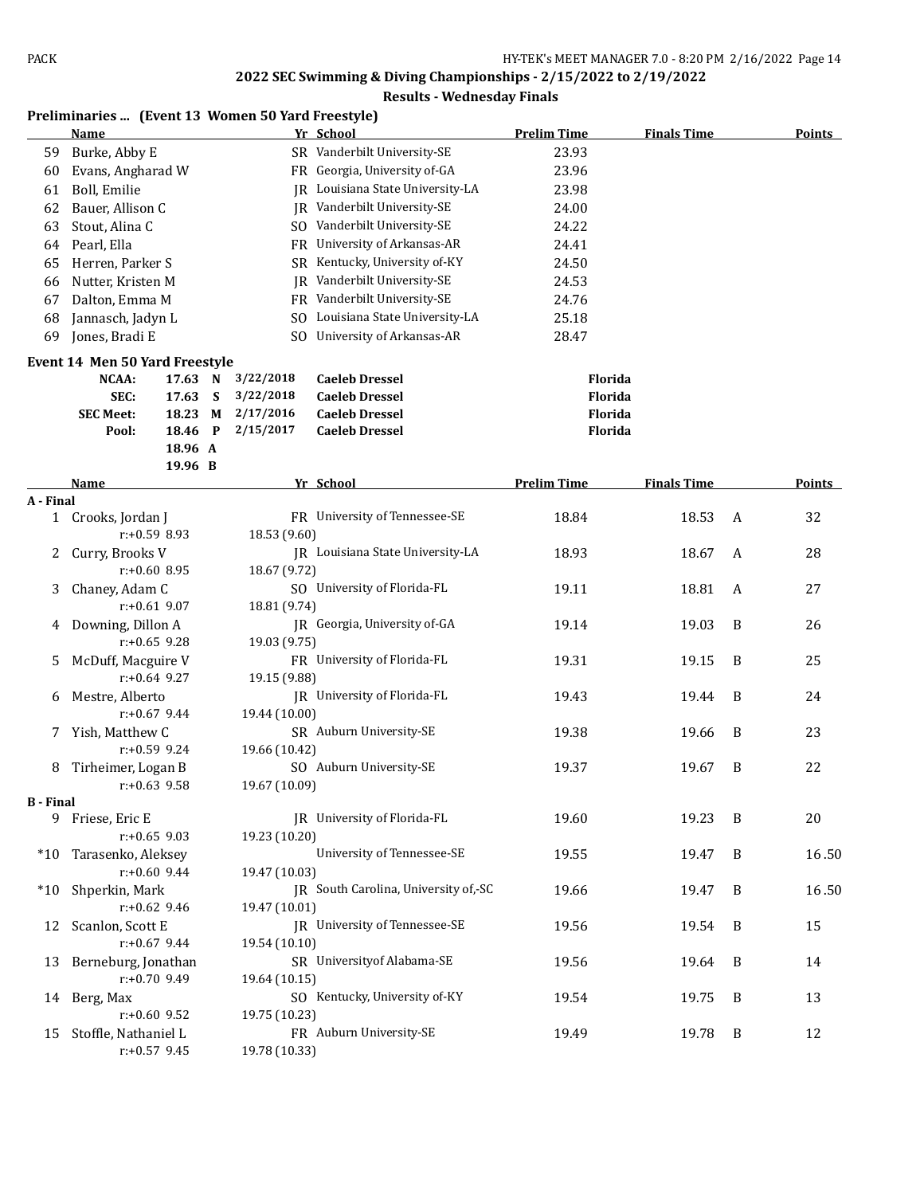## 2022 SEC Swimming & Diving Championships - 2/15/2022 to 2/19/2022

### Results - Wednesday Finals

**Preliminaries ... (Event 13 Women 50 Yard Freestyle)**

| | Name | Yr | School | Prelim Time | Finals Time | Points |
|---|---|---|---|---|---|---|
| 59 | Burke, Abby E | SR | Vanderbilt University-SE | 23.93 | | |
| 60 | Evans, Angharad W | FR | Georgia, University of-GA | 23.96 | | |
| 61 | Boll, Emilie | JR | Louisiana State University-LA | 23.98 | | |
| 62 | Bauer, Allison C | JR | Vanderbilt University-SE | 24.00 | | |
| 63 | Stout, Alina C | SO | Vanderbilt University-SE | 24.22 | | |
| 64 | Pearl, Ella | FR | University of Arkansas-AR | 24.41 | | |
| 65 | Herren, Parker S | SR | Kentucky, University of-KY | 24.50 | | |
| 66 | Nutter, Kristen M | JR | Vanderbilt University-SE | 24.53 | | |
| 67 | Dalton, Emma M | FR | Vanderbilt University-SE | 24.76 | | |
| 68 | Jannasch, Jadyn L | SO | Louisiana State University-LA | 25.18 | | |
| 69 | Jones, Bradi E | SO | University of Arkansas-AR | 28.47 | | |

**Event 14 Men 50 Yard Freestyle**

| | Time | | Date | Name | School |
|---|---|---|---|---|---|
| NCAA: | 17.63 | N | 3/22/2018 | Caeleb Dressel | Florida |
| SEC: | 17.63 | S | 3/22/2018 | Caeleb Dressel | Florida |
| SEC Meet: | 18.23 | M | 2/17/2016 | Caeleb Dressel | Florida |
| Pool: | 18.46 | P | 2/15/2017 | Caeleb Dressel | Florida |
| | 18.96 | A | | | |
| | 19.96 | B | | | |

| | Name | Yr | School | Prelim Time | Finals Time | | Points |
|---|---|---|---|---|---|---|---|
| **A - Final** | | | | | | | |
| 1 | Crooks, Jordan J | FR | University of Tennessee-SE | 18.84 | 18.53 | A | 32 |
| | r:+0.59 8.93 | 18.53 (9.60) | | | | | |
| 2 | Curry, Brooks V | JR | Louisiana State University-LA | 18.93 | 18.67 | A | 28 |
| | r:+0.60 8.95 | 18.67 (9.72) | | | | | |
| 3 | Chaney, Adam C | SO | University of Florida-FL | 19.11 | 18.81 | A | 27 |
| | r:+0.61 9.07 | 18.81 (9.74) | | | | | |
| 4 | Downing, Dillon A | JR | Georgia, University of-GA | 19.14 | 19.03 | B | 26 |
| | r:+0.65 9.28 | 19.03 (9.75) | | | | | |
| 5 | McDuff, Macguire V | FR | University of Florida-FL | 19.31 | 19.15 | B | 25 |
| | r:+0.64 9.27 | 19.15 (9.88) | | | | | |
| 6 | Mestre, Alberto | JR | University of Florida-FL | 19.43 | 19.44 | B | 24 |
| | r:+0.67 9.44 | 19.44 (10.00) | | | | | |
| 7 | Yish, Matthew C | SR | Auburn University-SE | 19.38 | 19.66 | B | 23 |
| | r:+0.59 9.24 | 19.66 (10.42) | | | | | |
| 8 | Tirheimer, Logan B | SO | Auburn University-SE | 19.37 | 19.67 | B | 22 |
| | r:+0.63 9.58 | 19.67 (10.09) | | | | | |
| **B - Final** | | | | | | | |
| 9 | Friese, Eric E | JR | University of Florida-FL | 19.60 | 19.23 | B | 20 |
| | r:+0.65 9.03 | 19.23 (10.20) | | | | | |
| *10 | Tarasenko, Aleksey | | University of Tennessee-SE | 19.55 | 19.47 | B | 16.50 |
| | r:+0.60 9.44 | 19.47 (10.03) | | | | | |
| *10 | Shperkin, Mark | JR | South Carolina, University of,-SC | 19.66 | 19.47 | B | 16.50 |
| | r:+0.62 9.46 | 19.47 (10.01) | | | | | |
| 12 | Scanlon, Scott E | JR | University of Tennessee-SE | 19.56 | 19.54 | B | 15 |
| | r:+0.67 9.44 | 19.54 (10.10) | | | | | |
| 13 | Berneburg, Jonathan | SR | Universityof Alabama-SE | 19.56 | 19.64 | B | 14 |
| | r:+0.70 9.49 | 19.64 (10.15) | | | | | |
| 14 | Berg, Max | SO | Kentucky, University of-KY | 19.54 | 19.75 | B | 13 |
| | r:+0.60 9.52 | 19.75 (10.23) | | | | | |
| 15 | Stoffle, Nathaniel L | FR | Auburn University-SE | 19.49 | 19.78 | B | 12 |
| | r:+0.57 9.45 | 19.78 (10.33) | | | | | |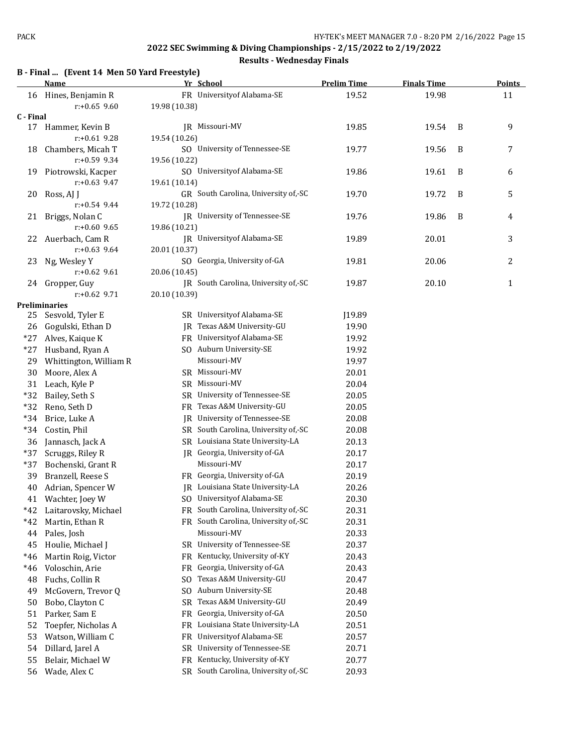## 2022 SEC Swimming & Diving Championships - 2/15/2022 to 2/19/2022

### Results - Wednesday Finals

#### B - Final ... (Event 14 Men 50 Yard Freestyle)

| | Name | Yr | School | Prelim Time | Finals Time | | Points |
|---|---|---|---|---|---|---|---|
| 16 | Hines, Benjamin R | FR | Universityof Alabama-SE | 19.52 | 19.98 | | 11 |
| | r:+0.65 9.60 | 19.98 (10.38) | | | | | |
| **C - Final** | | | | | | | |
| 17 | Hammer, Kevin B | JR | Missouri-MV | 19.85 | 19.54 | B | 9 |
| | r:+0.61 9.28 | 19.54 (10.26) | | | | | |
| 18 | Chambers, Micah T | SO | University of Tennessee-SE | 19.77 | 19.56 | B | 7 |
| | r:+0.59 9.34 | 19.56 (10.22) | | | | | |
| 19 | Piotrowski, Kacper | SO | Universityof Alabama-SE | 19.86 | 19.61 | B | 6 |
| | r:+0.63 9.47 | 19.61 (10.14) | | | | | |
| 20 | Ross, AJ J | GR | South Carolina, University of,-SC | 19.70 | 19.72 | B | 5 |
| | r:+0.54 9.44 | 19.72 (10.28) | | | | | |
| 21 | Briggs, Nolan C | JR | University of Tennessee-SE | 19.76 | 19.86 | B | 4 |
| | r:+0.60 9.65 | 19.86 (10.21) | | | | | |
| 22 | Auerbach, Cam R | JR | Universityof Alabama-SE | 19.89 | 20.01 | | 3 |
| | r:+0.63 9.64 | 20.01 (10.37) | | | | | |
| 23 | Ng, Wesley Y | SO | Georgia, University of-GA | 19.81 | 20.06 | | 2 |
| | r:+0.62 9.61 | 20.06 (10.45) | | | | | |
| 24 | Gropper, Guy | JR | South Carolina, University of,-SC | 19.87 | 20.10 | | 1 |
| | r:+0.62 9.71 | 20.10 (10.39) | | | | | |
| **Preliminaries** | | | | | | | |
| 25 | Sesvold, Tyler E | SR | Universityof Alabama-SE | J19.89 | | | |
| 26 | Gogulski, Ethan D | JR | Texas A&M University-GU | 19.90 | | | |
| *27 | Alves, Kaique K | FR | Universityof Alabama-SE | 19.92 | | | |
| *27 | Husband, Ryan A | SO | Auburn University-SE | 19.92 | | | |
| 29 | Whittington, William R | | Missouri-MV | 19.97 | | | |
| 30 | Moore, Alex A | SR | Missouri-MV | 20.01 | | | |
| 31 | Leach, Kyle P | SR | Missouri-MV | 20.04 | | | |
| *32 | Bailey, Seth S | SR | University of Tennessee-SE | 20.05 | | | |
| *32 | Reno, Seth D | FR | Texas A&M University-GU | 20.05 | | | |
| *34 | Brice, Luke A | JR | University of Tennessee-SE | 20.08 | | | |
| *34 | Costin, Phil | SR | South Carolina, University of,-SC | 20.08 | | | |
| 36 | Jannasch, Jack A | SR | Louisiana State University-LA | 20.13 | | | |
| *37 | Scruggs, Riley R | JR | Georgia, University of-GA | 20.17 | | | |
| *37 | Bochenski, Grant R | | Missouri-MV | 20.17 | | | |
| 39 | Branzell, Reese S | FR | Georgia, University of-GA | 20.19 | | | |
| 40 | Adrian, Spencer W | JR | Louisiana State University-LA | 20.26 | | | |
| 41 | Wachter, Joey W | SO | Universityof Alabama-SE | 20.30 | | | |
| *42 | Laitarovsky, Michael | FR | South Carolina, University of,-SC | 20.31 | | | |
| *42 | Martin, Ethan R | FR | South Carolina, University of,-SC | 20.31 | | | |
| 44 | Pales, Josh | | Missouri-MV | 20.33 | | | |
| 45 | Houlie, Michael J | SR | University of Tennessee-SE | 20.37 | | | |
| *46 | Martin Roig, Victor | FR | Kentucky, University of-KY | 20.43 | | | |
| *46 | Voloschin, Arie | FR | Georgia, University of-GA | 20.43 | | | |
| 48 | Fuchs, Collin R | SO | Texas A&M University-GU | 20.47 | | | |
| 49 | McGovern, Trevor Q | SO | Auburn University-SE | 20.48 | | | |
| 50 | Bobo, Clayton C | SR | Texas A&M University-GU | 20.49 | | | |
| 51 | Parker, Sam E | FR | Georgia, University of-GA | 20.50 | | | |
| 52 | Toepfer, Nicholas A | FR | Louisiana State University-LA | 20.51 | | | |
| 53 | Watson, William C | FR | Universityof Alabama-SE | 20.57 | | | |
| 54 | Dillard, Jarel A | SR | University of Tennessee-SE | 20.71 | | | |
| 55 | Belair, Michael W | FR | Kentucky, University of-KY | 20.77 | | | |
| 56 | Wade, Alex C | SR | South Carolina, University of,-SC | 20.93 | | | |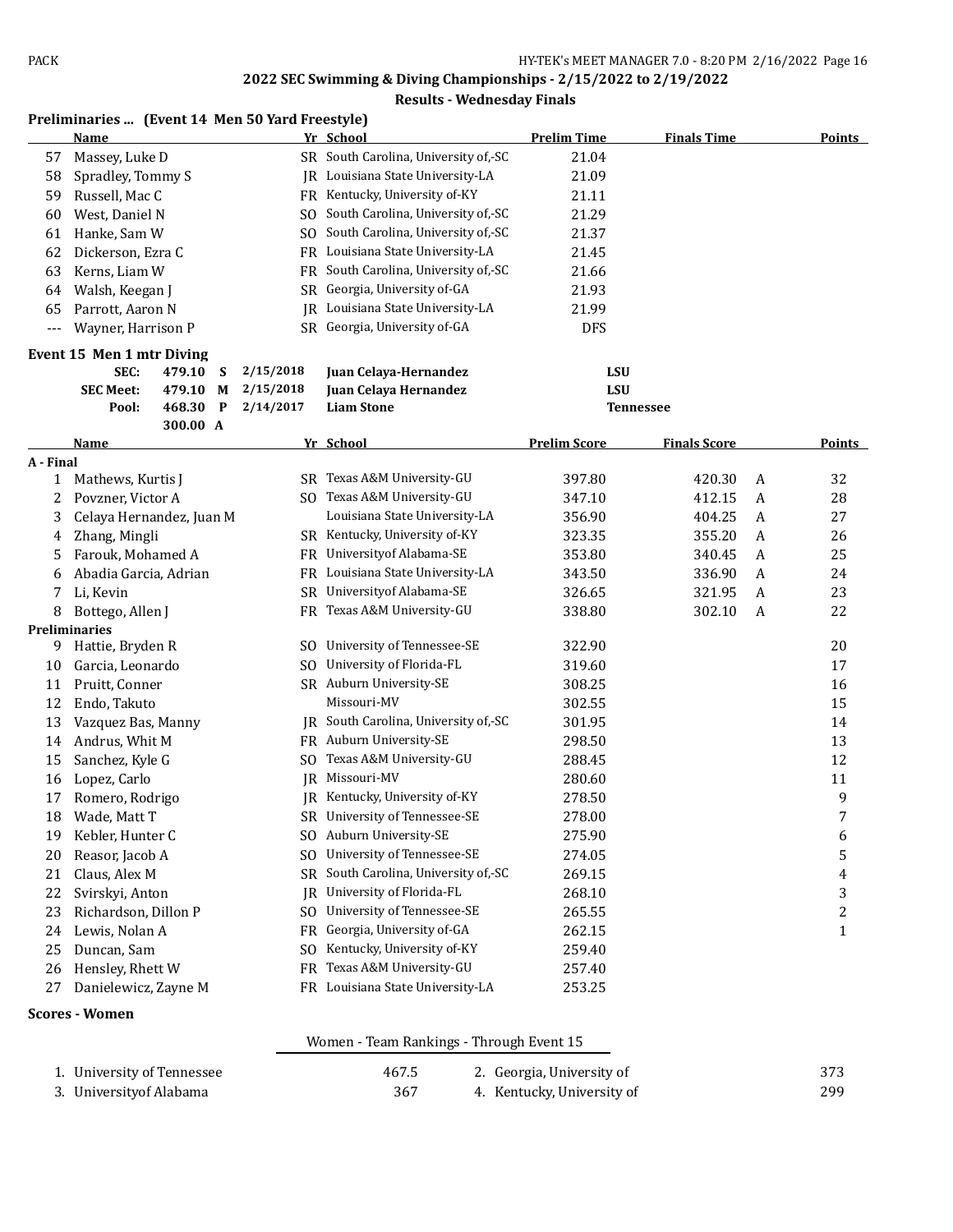## 2022 SEC Swimming & Diving Championships - 2/15/2022 to 2/19/2022

### Results - Wednesday Finals

**Preliminaries ... (Event 14 Men 50 Yard Freestyle)**

| | Name | Yr | School | Prelim Time | Finals Time | Points |
|---|---|---|---|---|---|---|
| 57 | Massey, Luke D | SR | South Carolina, University of,-SC | 21.04 | | |
| 58 | Spradley, Tommy S | JR | Louisiana State University-LA | 21.09 | | |
| 59 | Russell, Mac C | FR | Kentucky, University of-KY | 21.11 | | |
| 60 | West, Daniel N | SO | South Carolina, University of,-SC | 21.29 | | |
| 61 | Hanke, Sam W | SO | South Carolina, University of,-SC | 21.37 | | |
| 62 | Dickerson, Ezra C | FR | Louisiana State University-LA | 21.45 | | |
| 63 | Kerns, Liam W | FR | South Carolina, University of,-SC | 21.66 | | |
| 64 | Walsh, Keegan J | SR | Georgia, University of-GA | 21.93 | | |
| 65 | Parrott, Aaron N | JR | Louisiana State University-LA | 21.99 | | |
| --- | Wayner, Harrison P | SR | Georgia, University of-GA | DFS | | |

**Event 15 Men 1 mtr Diving**

| | Score | | Date | Name | School |
|---|---|---|---|---|---|
| SEC: | 479.10 | S | 2/15/2018 | Juan Celaya-Hernandez | LSU |
| SEC Meet: | 479.10 | M | 2/15/2018 | Juan Celaya Hernandez | LSU |
| Pool: | 468.30 | P | 2/14/2017 | Liam Stone | Tennessee |
| | 300.00 | A | | | |

| | Name | Yr | School | Prelim Score | Finals Score | | Points |
|---|---|---|---|---|---|---|---|
| **A - Final** | | | | | | | |
| 1 | Mathews, Kurtis J | SR | Texas A&M University-GU | 397.80 | 420.30 | A | 32 |
| 2 | Povzner, Victor A | SO | Texas A&M University-GU | 347.10 | 412.15 | A | 28 |
| 3 | Celaya Hernandez, Juan M | | Louisiana State University-LA | 356.90 | 404.25 | A | 27 |
| 4 | Zhang, Mingli | SR | Kentucky, University of-KY | 323.35 | 355.20 | A | 26 |
| 5 | Farouk, Mohamed A | FR | Universityof Alabama-SE | 353.80 | 340.45 | A | 25 |
| 6 | Abadia Garcia, Adrian | FR | Louisiana State University-LA | 343.50 | 336.90 | A | 24 |
| 7 | Li, Kevin | SR | Universityof Alabama-SE | 326.65 | 321.95 | A | 23 |
| 8 | Bottego, Allen J | FR | Texas A&M University-GU | 338.80 | 302.10 | A | 22 |
| **Preliminaries** | | | | | | | |
| 9 | Hattie, Bryden R | SO | University of Tennessee-SE | 322.90 | | | 20 |
| 10 | Garcia, Leonardo | SO | University of Florida-FL | 319.60 | | | 17 |
| 11 | Pruitt, Conner | SR | Auburn University-SE | 308.25 | | | 16 |
| 12 | Endo, Takuto | | Missouri-MV | 302.55 | | | 15 |
| 13 | Vazquez Bas, Manny | JR | South Carolina, University of,-SC | 301.95 | | | 14 |
| 14 | Andrus, Whit M | FR | Auburn University-SE | 298.50 | | | 13 |
| 15 | Sanchez, Kyle G | SO | Texas A&M University-GU | 288.45 | | | 12 |
| 16 | Lopez, Carlo | JR | Missouri-MV | 280.60 | | | 11 |
| 17 | Romero, Rodrigo | JR | Kentucky, University of-KY | 278.50 | | | 9 |
| 18 | Wade, Matt T | SR | University of Tennessee-SE | 278.00 | | | 7 |
| 19 | Kebler, Hunter C | SO | Auburn University-SE | 275.90 | | | 6 |
| 20 | Reasor, Jacob A | SO | University of Tennessee-SE | 274.05 | | | 5 |
| 21 | Claus, Alex M | SR | South Carolina, University of,-SC | 269.15 | | | 4 |
| 22 | Svirskyi, Anton | JR | University of Florida-FL | 268.10 | | | 3 |
| 23 | Richardson, Dillon P | SO | University of Tennessee-SE | 265.55 | | | 2 |
| 24 | Lewis, Nolan A | FR | Georgia, University of-GA | 262.15 | | | 1 |
| 25 | Duncan, Sam | SO | Kentucky, University of-KY | 259.40 | | | |
| 26 | Hensley, Rhett W | FR | Texas A&M University-GU | 257.40 | | | |
| 27 | Danielewicz, Zayne M | FR | Louisiana State University-LA | 253.25 | | | |

**Scores - Women**

Women - Team Rankings - Through Event 15

| Rank | Team | Points | Rank | Team | Points |
|---|---|---|---|---|---|
| 1. | University of Tennessee | 467.5 | 2. | Georgia, University of | 373 |
| 3. | Universityof Alabama | 367 | 4. | Kentucky, University of | 299 |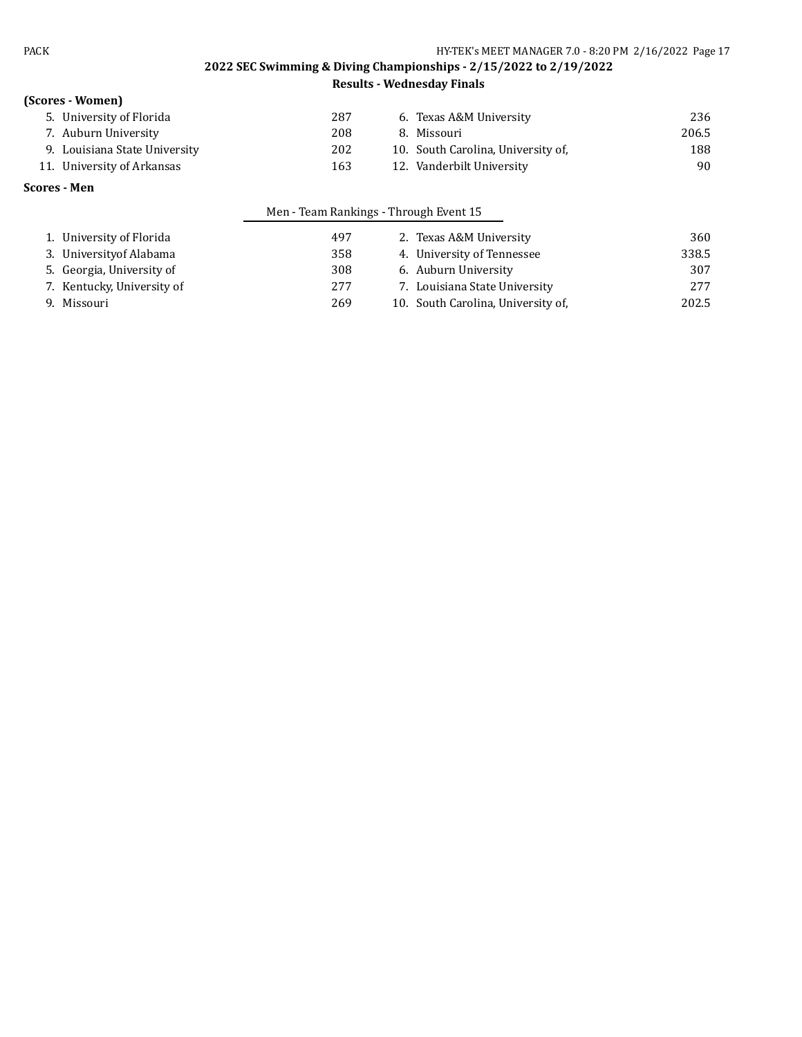**2022 SEC Swimming & Diving Championships - 2/15/2022 to 2/19/2022**

**Results - Wednesday Finals**

**(Scores - Women)**

| | | | |
|---|---|---|---|
| 5. University of Florida | 287 | 6. Texas A&M University | 236 |
| 7. Auburn University | 208 | 8. Missouri | 206.5 |
| 9. Louisiana State University | 202 | 10. South Carolina, University of, | 188 |
| 11. University of Arkansas | 163 | 12. Vanderbilt University | 90 |

**Scores - Men**

Men - Team Rankings - Through Event 15

| | | | |
|---|---|---|---|
| 1. University of Florida | 497 | 2. Texas A&M University | 360 |
| 3. Universityof Alabama | 358 | 4. University of Tennessee | 338.5 |
| 5. Georgia, University of | 308 | 6. Auburn University | 307 |
| 7. Kentucky, University of | 277 | 7. Louisiana State University | 277 |
| 9. Missouri | 269 | 10. South Carolina, University of, | 202.5 |